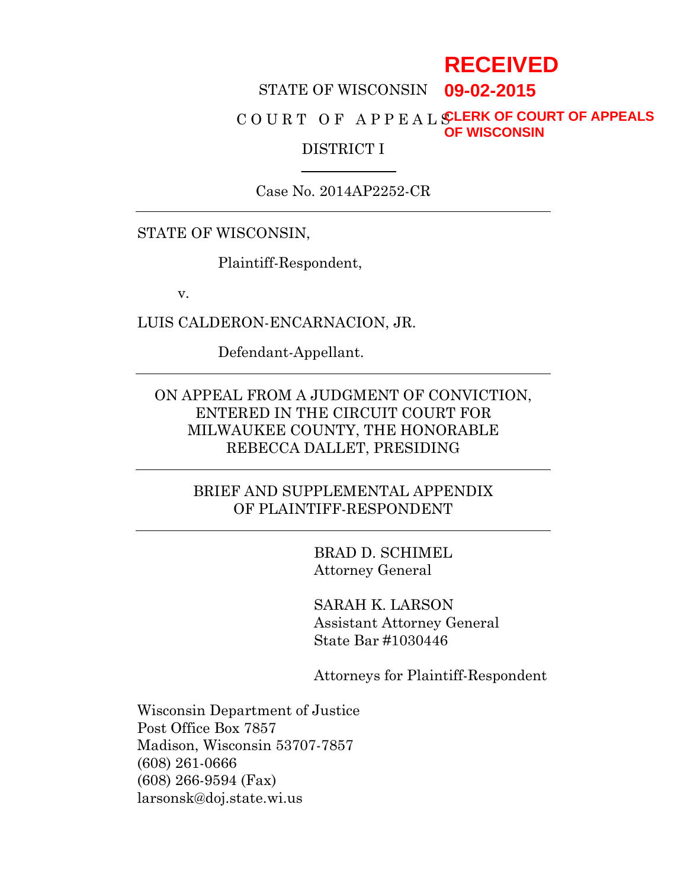RECEIVED
09-02-2015
CLERK OF COURT OF APPEALS
OF WISCONSIN

STATE OF WISCONSIN

C O U R T O F A P P E A L S

DISTRICT I

---

Case No. 2014AP2252-CR

---

STATE OF WISCONSIN,

Plaintiff-Respondent,

v.

LUIS CALDERON-ENCARNACION, JR.

Defendant-Appellant.

---

ON APPEAL FROM A JUDGMENT OF CONVICTION,
ENTERED IN THE CIRCUIT COURT FOR
MILWAUKEE COUNTY, THE HONORABLE
REBECCA DALLET, PRESIDING

---

BRIEF AND SUPPLEMENTAL APPENDIX
OF PLAINTIFF-RESPONDENT

---

BRAD D. SCHIMEL
Attorney General

SARAH K. LARSON
Assistant Attorney General
State Bar #1030446

Attorneys for Plaintiff-Respondent

Wisconsin Department of Justice
Post Office Box 7857
Madison, Wisconsin 53707-7857
(608) 261-0666
(608) 266-9594 (Fax)
larsonsk@doj.state.wi.us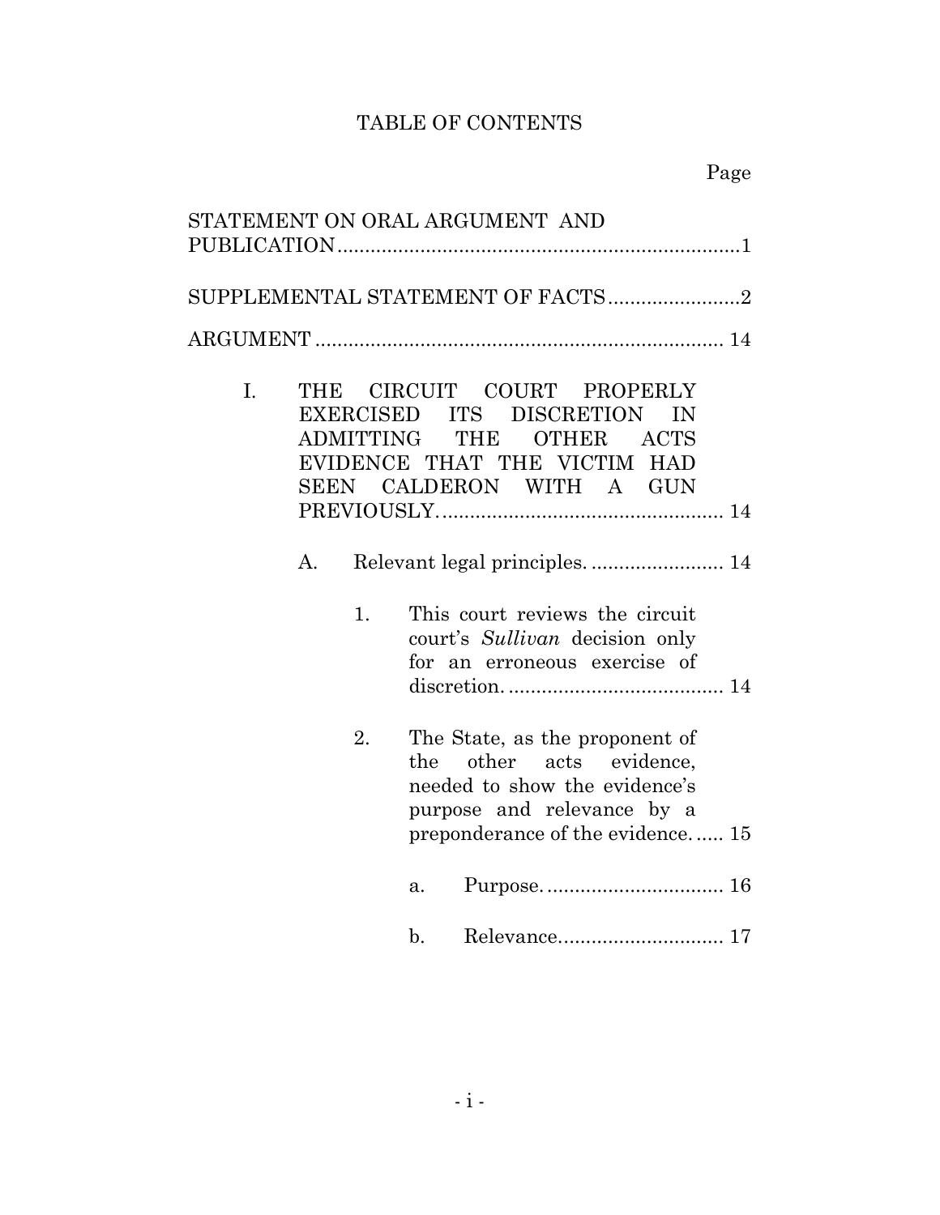# TABLE OF CONTENTS

Page

STATEMENT ON ORAL ARGUMENT AND PUBLICATION .......... 1

SUPPLEMENTAL STATEMENT OF FACTS .......... 2

ARGUMENT .......... 14

- I. THE CIRCUIT COURT PROPERLY EXERCISED ITS DISCRETION IN ADMITTING THE OTHER ACTS EVIDENCE THAT THE VICTIM HAD SEEN CALDERON WITH A GUN PREVIOUSLY. .......... 14
  - A. Relevant legal principles. .......... 14
    - 1. This court reviews the circuit court's *Sullivan* decision only for an erroneous exercise of discretion. .......... 14
    - 2. The State, as the proponent of the other acts evidence, needed to show the evidence's purpose and relevance by a preponderance of the evidence. .......... 15
      - a. Purpose. .......... 16
      - b. Relevance. .......... 17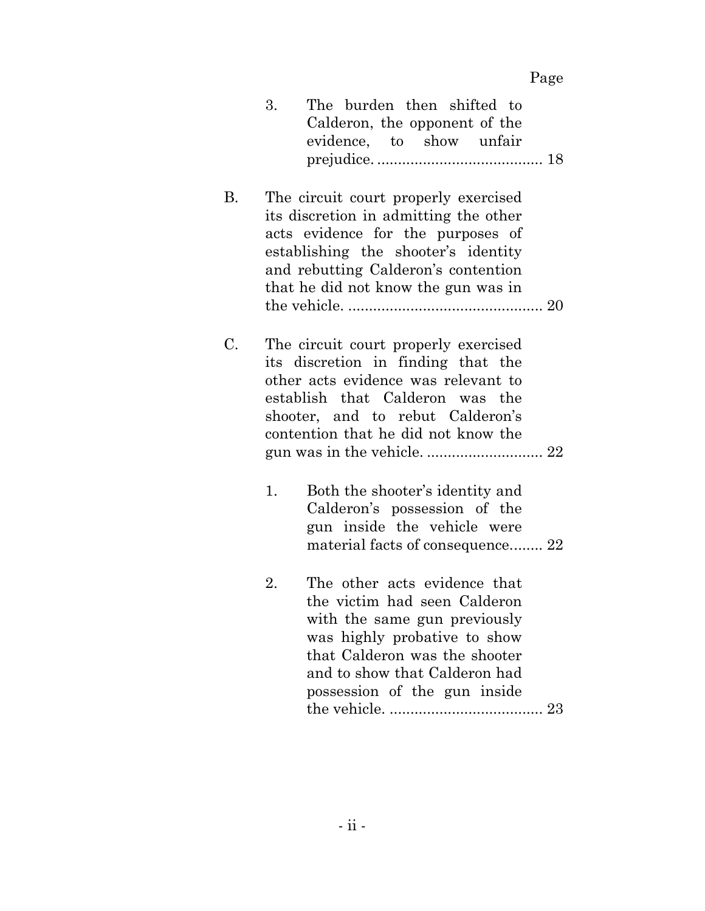Page

3. The burden then shifted to Calderon, the opponent of the evidence, to show unfair prejudice. ........................................ 18

B. The circuit court properly exercised its discretion in admitting the other acts evidence for the purposes of establishing the shooter's identity and rebutting Calderon's contention that he did not know the gun was in the vehicle. ............................................... 20

C. The circuit court properly exercised its discretion in finding that the other acts evidence was relevant to establish that Calderon was the shooter, and to rebut Calderon's contention that he did not know the gun was in the vehicle. ............................ 22

1. Both the shooter's identity and Calderon's possession of the gun inside the vehicle were material facts of consequence........ 22

2. The other acts evidence that the victim had seen Calderon with the same gun previously was highly probative to show that Calderon was the shooter and to show that Calderon had possession of the gun inside the vehicle. ..................................... 23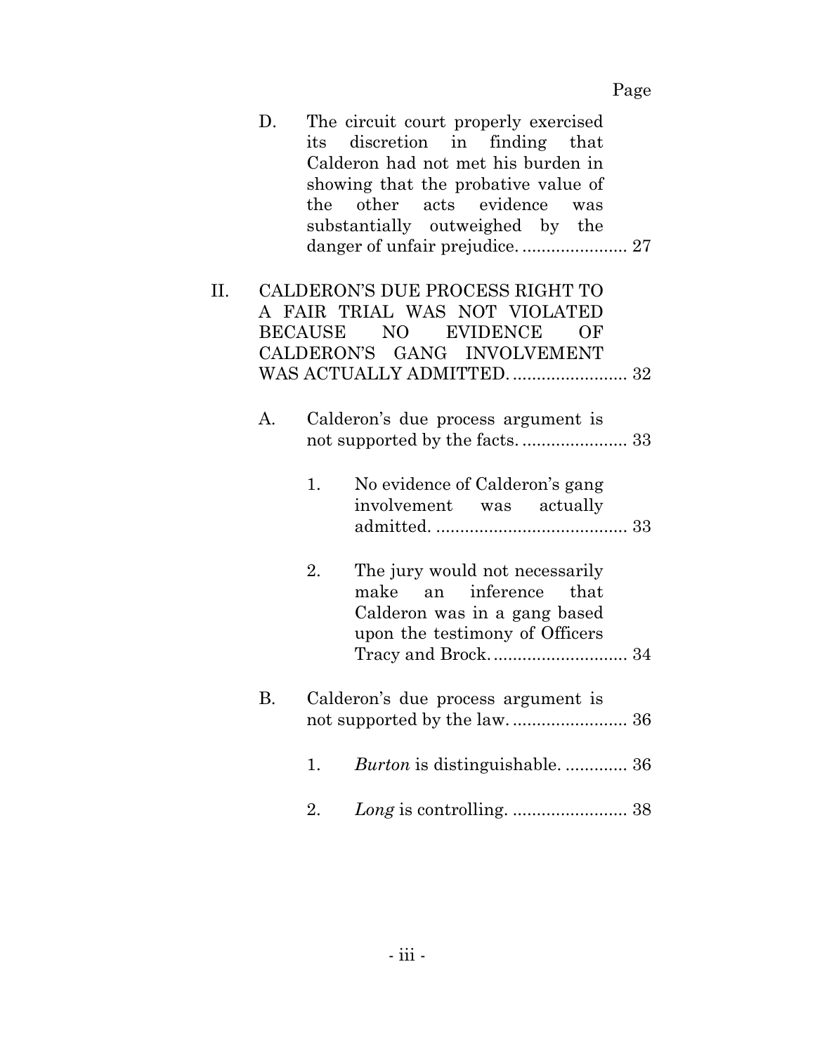Page

D. The circuit court properly exercised its discretion in finding that Calderon had not met his burden in showing that the probative value of the other acts evidence was substantially outweighed by the danger of unfair prejudice. ...................... 27

II. CALDERON'S DUE PROCESS RIGHT TO A FAIR TRIAL WAS NOT VIOLATED BECAUSE NO EVIDENCE OF CALDERON'S GANG INVOLVEMENT WAS ACTUALLY ADMITTED. ........................ 32

A. Calderon's due process argument is not supported by the facts. ...................... 33

1. No evidence of Calderon's gang involvement was actually admitted. ........................................ 33

2. The jury would not necessarily make an inference that Calderon was in a gang based upon the testimony of Officers Tracy and Brock. ............................ 34

B. Calderon's due process argument is not supported by the law. ........................ 36

1. *Burton* is distinguishable. ............. 36

2. *Long* is controlling. ........................ 38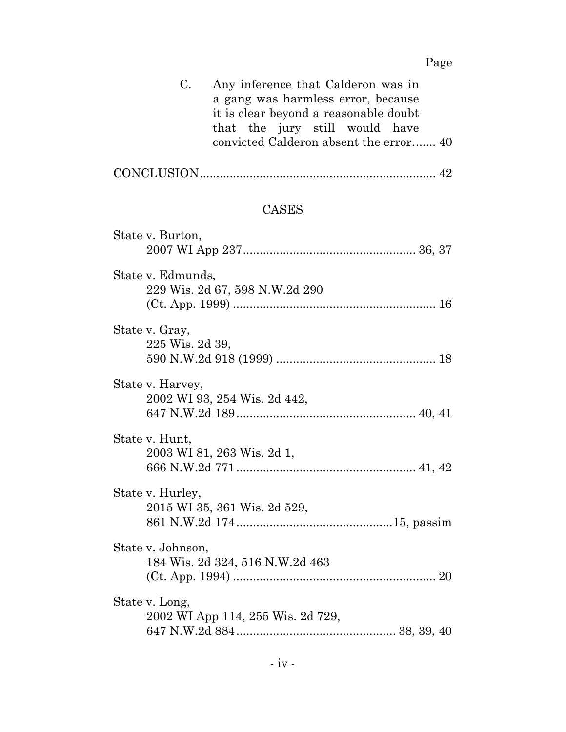Page

C. Any inference that Calderon was in a gang was harmless error, because it is clear beyond a reasonable doubt that the jury still would have convicted Calderon absent the error....... 40

CONCLUSION....................................................................... 42

## CASES

State v. Burton,
2007 WI App 237..................................................... 36, 37

State v. Edmunds,
229 Wis. 2d 67, 598 N.W.2d 290
(Ct. App. 1999) .............................................................. 16

State v. Gray,
225 Wis. 2d 39,
590 N.W.2d 918 (1999) ................................................. 18

State v. Harvey,
2002 WI 93, 254 Wis. 2d 442,
647 N.W.2d 189....................................................... 40, 41

State v. Hunt,
2003 WI 81, 263 Wis. 2d 1,
666 N.W.2d 771....................................................... 41, 42

State v. Hurley,
2015 WI 35, 361 Wis. 2d 529,
861 N.W.2d 174...............................................15, passim

State v. Johnson,
184 Wis. 2d 324, 516 N.W.2d 463
(Ct. App. 1994) .............................................................. 20

State v. Long,
2002 WI App 114, 255 Wis. 2d 729,
647 N.W.2d 884................................................ 38, 39, 40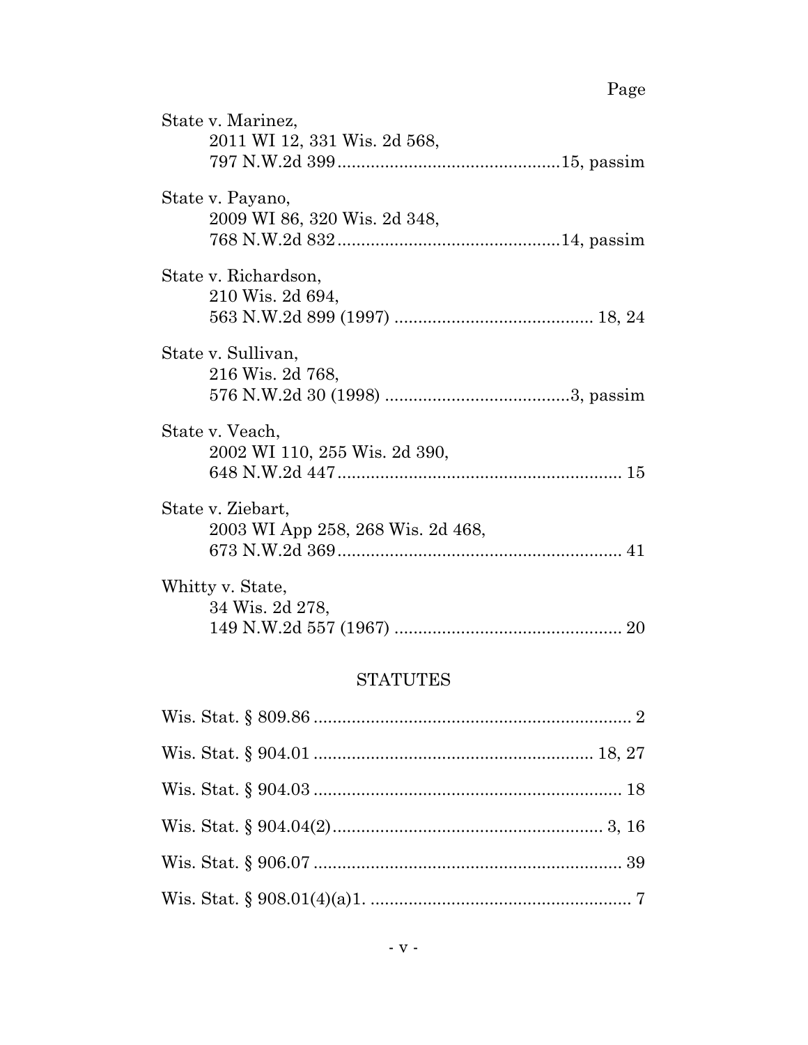Page

State v. Marinez,
2011 WI 12, 331 Wis. 2d 568,
797 N.W.2d 399 ..............................................15, passim

State v. Payano,
2009 WI 86, 320 Wis. 2d 348,
768 N.W.2d 832 ..............................................14, passim

State v. Richardson,
210 Wis. 2d 694,
563 N.W.2d 899 (1997) .......................................... 18, 24

State v. Sullivan,
216 Wis. 2d 768,
576 N.W.2d 30 (1998) .......................................3, passim

State v. Veach,
2002 WI 110, 255 Wis. 2d 390,
648 N.W.2d 447 ............................................................ 15

State v. Ziebart,
2003 WI App 258, 268 Wis. 2d 468,
673 N.W.2d 369 ............................................................ 41

Whitty v. State,
34 Wis. 2d 278,
149 N.W.2d 557 (1967) ................................................ 20

## STATUTES

Wis. Stat. § 809.86 .................................................................... 2

Wis. Stat. § 904.01 ........................................................... 18, 27

Wis. Stat. § 904.03 .................................................................. 18

Wis. Stat. § 904.04(2) ......................................................... 3, 16

Wis. Stat. § 906.07 .................................................................. 39

Wis. Stat. § 908.01(4)(a)1. ....................................................... 7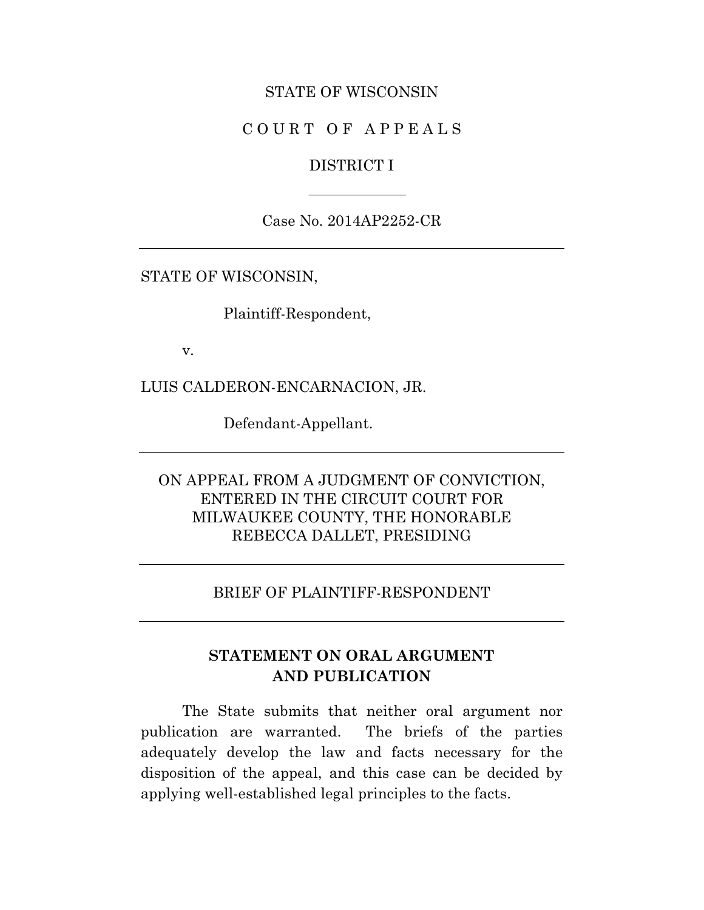STATE OF WISCONSIN

C O U R T O F A P P E A L S

DISTRICT I

---

Case No. 2014AP2252-CR

---

STATE OF WISCONSIN,

Plaintiff-Respondent,

v.

LUIS CALDERON-ENCARNACION, JR.

Defendant-Appellant.

---

ON APPEAL FROM A JUDGMENT OF CONVICTION, ENTERED IN THE CIRCUIT COURT FOR MILWAUKEE COUNTY, THE HONORABLE REBECCA DALLET, PRESIDING

---

BRIEF OF PLAINTIFF-RESPONDENT

---

## STATEMENT ON ORAL ARGUMENT AND PUBLICATION

The State submits that neither oral argument nor publication are warranted. The briefs of the parties adequately develop the law and facts necessary for the disposition of the appeal, and this case can be decided by applying well-established legal principles to the facts.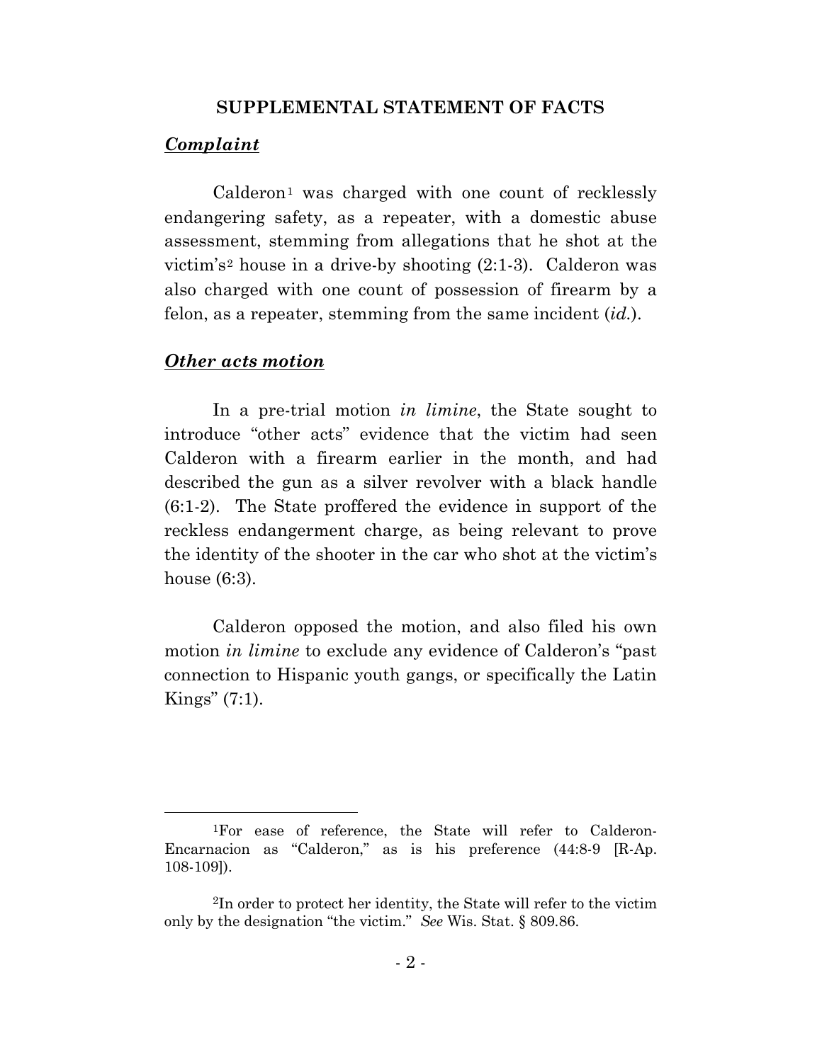## SUPPLEMENTAL STATEMENT OF FACTS

### ***Complaint***

Calderon[1] was charged with one count of recklessly endangering safety, as a repeater, with a domestic abuse assessment, stemming from allegations that he shot at the victim's[2] house in a drive-by shooting (2:1-3). Calderon was also charged with one count of possession of firearm by a felon, as a repeater, stemming from the same incident (*id.*).

### ***Other acts motion***

In a pre-trial motion *in limine*, the State sought to introduce "other acts" evidence that the victim had seen Calderon with a firearm earlier in the month, and had described the gun as a silver revolver with a black handle (6:1-2). The State proffered the evidence in support of the reckless endangerment charge, as being relevant to prove the identity of the shooter in the car who shot at the victim's house (6:3).

Calderon opposed the motion, and also filed his own motion *in limine* to exclude any evidence of Calderon's "past connection to Hispanic youth gangs, or specifically the Latin Kings" (7:1).

---

[1]For ease of reference, the State will refer to Calderon-Encarnacion as "Calderon," as is his preference (44:8-9 [R-Ap. 108-109]).

[2]In order to protect her identity, the State will refer to the victim only by the designation "the victim." *See* Wis. Stat. § 809.86.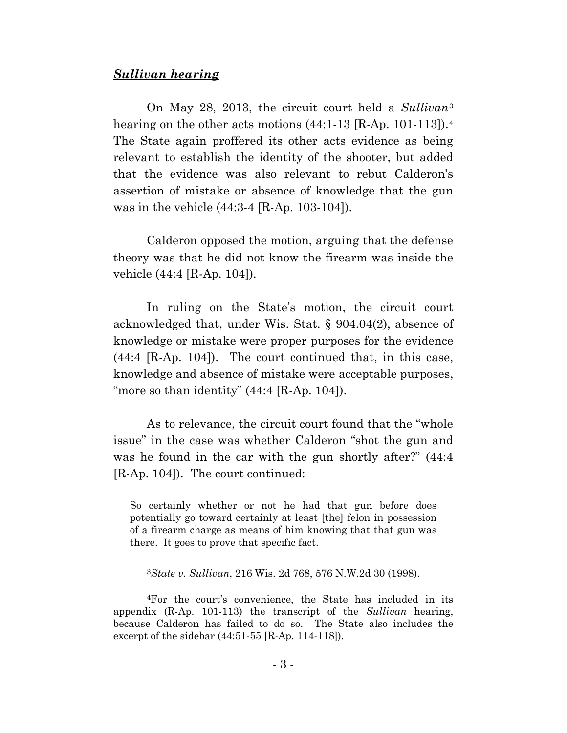***Sullivan hearing***

On May 28, 2013, the circuit court held a *Sullivan*[3] hearing on the other acts motions (44:1-13 [R-Ap. 101-113]).[4] The State again proffered its other acts evidence as being relevant to establish the identity of the shooter, but added that the evidence was also relevant to rebut Calderon's assertion of mistake or absence of knowledge that the gun was in the vehicle (44:3-4 [R-Ap. 103-104]).

Calderon opposed the motion, arguing that the defense theory was that he did not know the firearm was inside the vehicle (44:4 [R-Ap. 104]).

In ruling on the State's motion, the circuit court acknowledged that, under Wis. Stat. § 904.04(2), absence of knowledge or mistake were proper purposes for the evidence (44:4 [R-Ap. 104]). The court continued that, in this case, knowledge and absence of mistake were acceptable purposes, "more so than identity" (44:4 [R-Ap. 104]).

As to relevance, the circuit court found that the "whole issue" in the case was whether Calderon "shot the gun and was he found in the car with the gun shortly after?" (44:4 [R-Ap. 104]). The court continued:

> So certainly whether or not he had that gun before does potentially go toward certainly at least [the] felon in possession of a firearm charge as means of him knowing that that gun was there. It goes to prove that specific fact.

---

[3] *State v. Sullivan*, 216 Wis. 2d 768, 576 N.W.2d 30 (1998).

[4] For the court's convenience, the State has included in its appendix (R-Ap. 101-113) the transcript of the *Sullivan* hearing, because Calderon has failed to do so. The State also includes the excerpt of the sidebar (44:51-55 [R-Ap. 114-118]).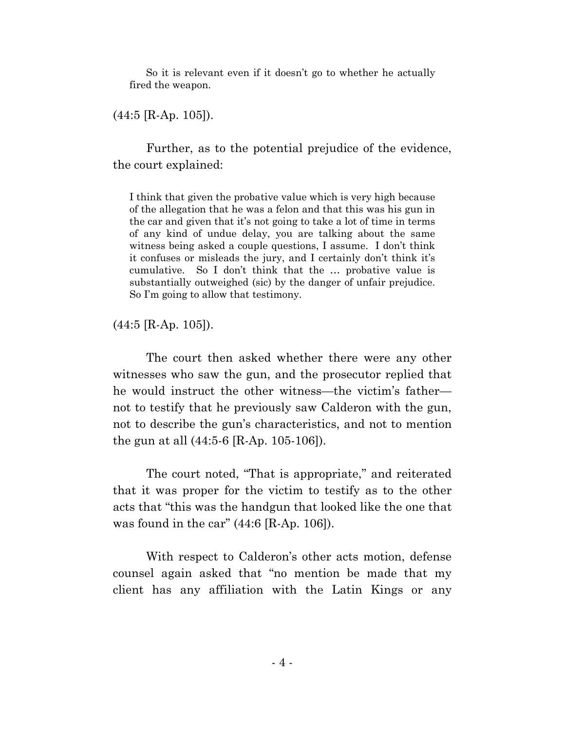> So it is relevant even if it doesn't go to whether he actually fired the weapon.

(44:5 [R-Ap. 105]).

Further, as to the potential prejudice of the evidence, the court explained:

> I think that given the probative value which is very high because of the allegation that he was a felon and that this was his gun in the car and given that it's not going to take a lot of time in terms of any kind of undue delay, you are talking about the same witness being asked a couple questions, I assume. I don't think it confuses or misleads the jury, and I certainly don't think it's cumulative. So I don't think that the … probative value is substantially outweighed (sic) by the danger of unfair prejudice. So I'm going to allow that testimony.

(44:5 [R-Ap. 105]).

The court then asked whether there were any other witnesses who saw the gun, and the prosecutor replied that he would instruct the other witness—the victim's father—not to testify that he previously saw Calderon with the gun, not to describe the gun's characteristics, and not to mention the gun at all (44:5-6 [R-Ap. 105-106]).

The court noted, "That is appropriate," and reiterated that it was proper for the victim to testify as to the other acts that "this was the handgun that looked like the one that was found in the car" (44:6 [R-Ap. 106]).

With respect to Calderon's other acts motion, defense counsel again asked that "no mention be made that my client has any affiliation with the Latin Kings or any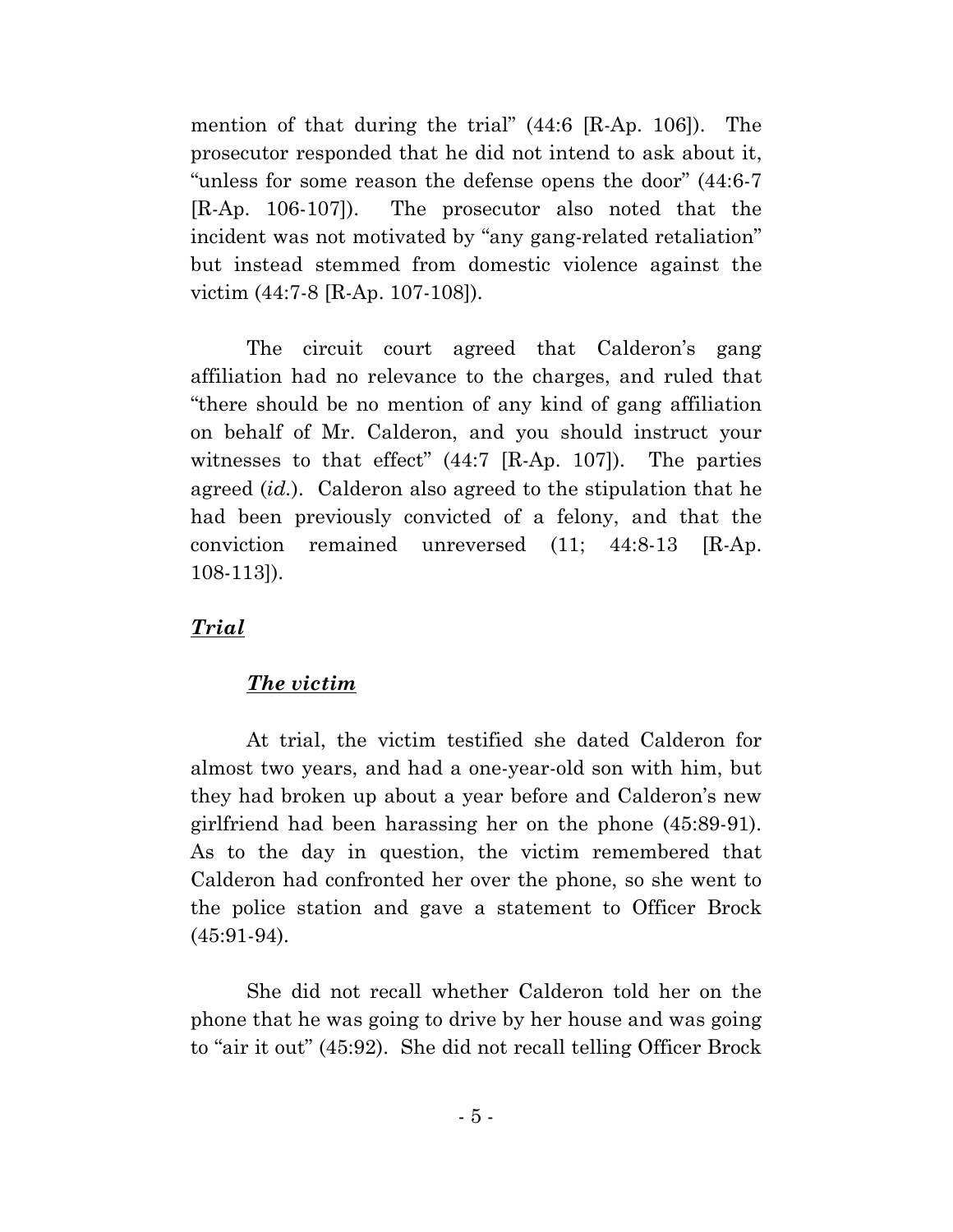mention of that during the trial" (44:6 [R-Ap. 106]). The prosecutor responded that he did not intend to ask about it, "unless for some reason the defense opens the door" (44:6-7 [R-Ap. 106-107]). The prosecutor also noted that the incident was not motivated by "any gang-related retaliation" but instead stemmed from domestic violence against the victim (44:7-8 [R-Ap. 107-108]).

The circuit court agreed that Calderon's gang affiliation had no relevance to the charges, and ruled that "there should be no mention of any kind of gang affiliation on behalf of Mr. Calderon, and you should instruct your witnesses to that effect" (44:7 [R-Ap. 107]). The parties agreed (*id.*). Calderon also agreed to the stipulation that he had been previously convicted of a felony, and that the conviction remained unreversed (11; 44:8-13 [R-Ap. 108-113]).

***Trial***

***The victim***

At trial, the victim testified she dated Calderon for almost two years, and had a one-year-old son with him, but they had broken up about a year before and Calderon's new girlfriend had been harassing her on the phone (45:89-91). As to the day in question, the victim remembered that Calderon had confronted her over the phone, so she went to the police station and gave a statement to Officer Brock (45:91-94).

She did not recall whether Calderon told her on the phone that he was going to drive by her house and was going to "air it out" (45:92). She did not recall telling Officer Brock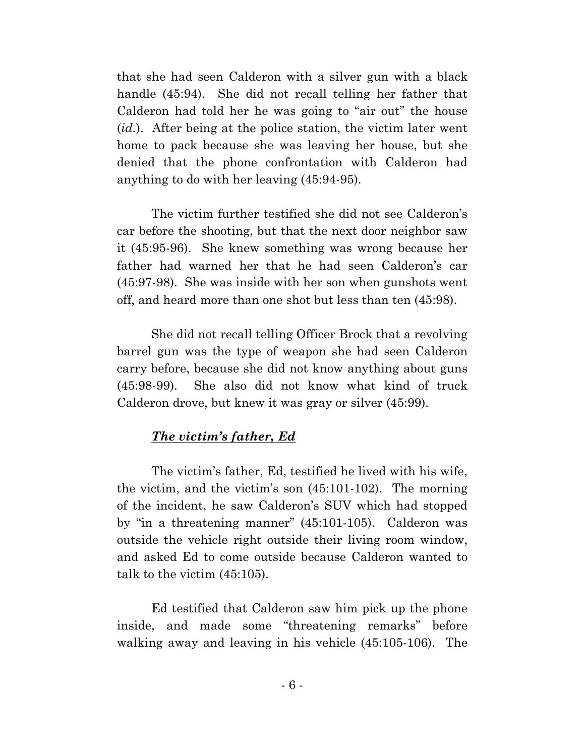that she had seen Calderon with a silver gun with a black handle (45:94). She did not recall telling her father that Calderon had told her he was going to "air out" the house (*id.*). After being at the police station, the victim later went home to pack because she was leaving her house, but she denied that the phone confrontation with Calderon had anything to do with her leaving (45:94-95).

The victim further testified she did not see Calderon's car before the shooting, but that the next door neighbor saw it (45:95-96). She knew something was wrong because her father had warned her that he had seen Calderon's car (45:97-98). She was inside with her son when gunshots went off, and heard more than one shot but less than ten (45:98).

She did not recall telling Officer Brock that a revolving barrel gun was the type of weapon she had seen Calderon carry before, because she did not know anything about guns (45:98-99). She also did not know what kind of truck Calderon drove, but knew it was gray or silver (45:99).

***The victim's father, Ed***

The victim's father, Ed, testified he lived with his wife, the victim, and the victim's son (45:101-102). The morning of the incident, he saw Calderon's SUV which had stopped by "in a threatening manner" (45:101-105). Calderon was outside the vehicle right outside their living room window, and asked Ed to come outside because Calderon wanted to talk to the victim (45:105).

Ed testified that Calderon saw him pick up the phone inside, and made some "threatening remarks" before walking away and leaving in his vehicle (45:105-106). The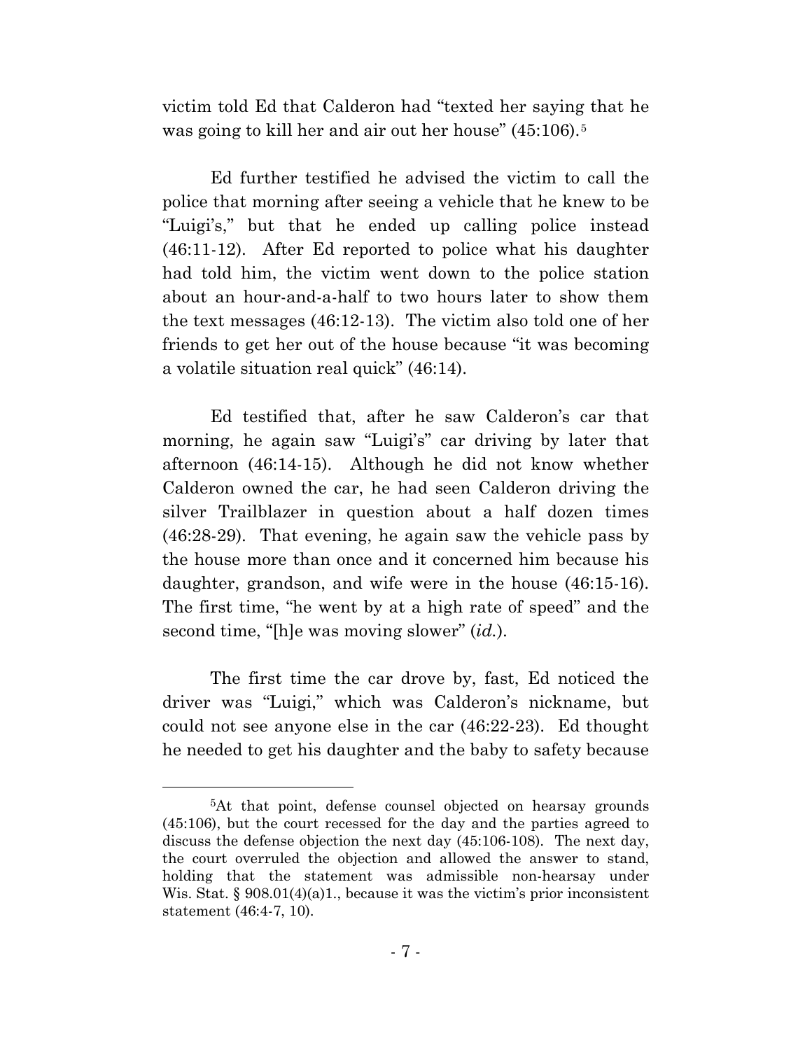victim told Ed that Calderon had "texted her saying that he was going to kill her and air out her house" (45:106).[5]

Ed further testified he advised the victim to call the police that morning after seeing a vehicle that he knew to be "Luigi's," but that he ended up calling police instead (46:11-12). After Ed reported to police what his daughter had told him, the victim went down to the police station about an hour-and-a-half to two hours later to show them the text messages (46:12-13). The victim also told one of her friends to get her out of the house because "it was becoming a volatile situation real quick" (46:14).

Ed testified that, after he saw Calderon's car that morning, he again saw "Luigi's" car driving by later that afternoon (46:14-15). Although he did not know whether Calderon owned the car, he had seen Calderon driving the silver Trailblazer in question about a half dozen times (46:28-29). That evening, he again saw the vehicle pass by the house more than once and it concerned him because his daughter, grandson, and wife were in the house (46:15-16). The first time, "he went by at a high rate of speed" and the second time, "[h]e was moving slower" (*id.*).

The first time the car drove by, fast, Ed noticed the driver was "Luigi," which was Calderon's nickname, but could not see anyone else in the car (46:22-23). Ed thought he needed to get his daughter and the baby to safety because

---

[5]At that point, defense counsel objected on hearsay grounds (45:106), but the court recessed for the day and the parties agreed to discuss the defense objection the next day (45:106-108). The next day, the court overruled the objection and allowed the answer to stand, holding that the statement was admissible non-hearsay under Wis. Stat. § 908.01(4)(a)1., because it was the victim's prior inconsistent statement (46:4-7, 10).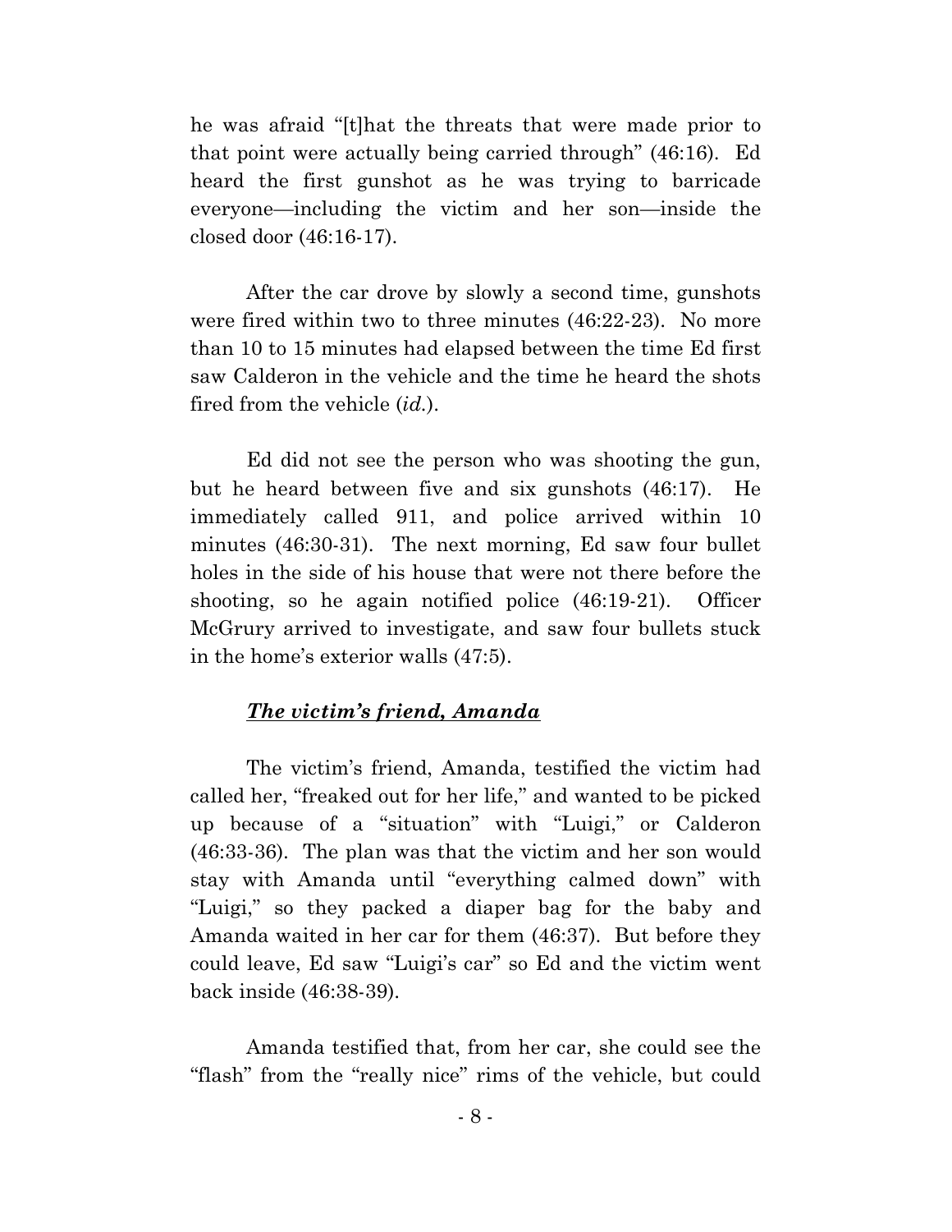he was afraid "[t]hat the threats that were made prior to that point were actually being carried through" (46:16). Ed heard the first gunshot as he was trying to barricade everyone—including the victim and her son—inside the closed door (46:16-17).

After the car drove by slowly a second time, gunshots were fired within two to three minutes (46:22-23). No more than 10 to 15 minutes had elapsed between the time Ed first saw Calderon in the vehicle and the time he heard the shots fired from the vehicle (*id.*).

Ed did not see the person who was shooting the gun, but he heard between five and six gunshots (46:17). He immediately called 911, and police arrived within 10 minutes (46:30-31). The next morning, Ed saw four bullet holes in the side of his house that were not there before the shooting, so he again notified police (46:19-21). Officer McGrury arrived to investigate, and saw four bullets stuck in the home's exterior walls (47:5).

***The victim's friend, Amanda***

The victim's friend, Amanda, testified the victim had called her, "freaked out for her life," and wanted to be picked up because of a "situation" with "Luigi," or Calderon (46:33-36). The plan was that the victim and her son would stay with Amanda until "everything calmed down" with "Luigi," so they packed a diaper bag for the baby and Amanda waited in her car for them (46:37). But before they could leave, Ed saw "Luigi's car" so Ed and the victim went back inside (46:38-39).

Amanda testified that, from her car, she could see the "flash" from the "really nice" rims of the vehicle, but could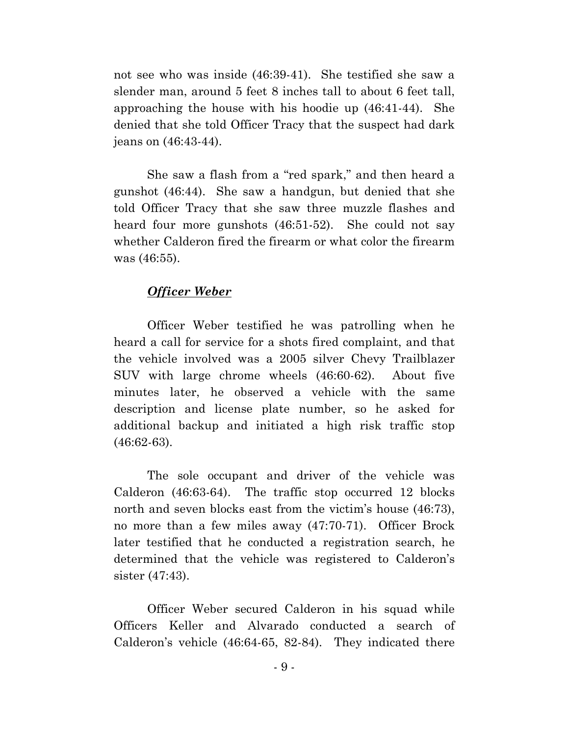not see who was inside (46:39-41). She testified she saw a slender man, around 5 feet 8 inches tall to about 6 feet tall, approaching the house with his hoodie up (46:41-44). She denied that she told Officer Tracy that the suspect had dark jeans on (46:43-44).

She saw a flash from a "red spark," and then heard a gunshot (46:44). She saw a handgun, but denied that she told Officer Tracy that she saw three muzzle flashes and heard four more gunshots (46:51-52). She could not say whether Calderon fired the firearm or what color the firearm was (46:55).

***Officer Weber***

Officer Weber testified he was patrolling when he heard a call for service for a shots fired complaint, and that the vehicle involved was a 2005 silver Chevy Trailblazer SUV with large chrome wheels (46:60-62). About five minutes later, he observed a vehicle with the same description and license plate number, so he asked for additional backup and initiated a high risk traffic stop (46:62-63).

The sole occupant and driver of the vehicle was Calderon (46:63-64). The traffic stop occurred 12 blocks north and seven blocks east from the victim's house (46:73), no more than a few miles away (47:70-71). Officer Brock later testified that he conducted a registration search, he determined that the vehicle was registered to Calderon's sister (47:43).

Officer Weber secured Calderon in his squad while Officers Keller and Alvarado conducted a search of Calderon's vehicle (46:64-65, 82-84). They indicated there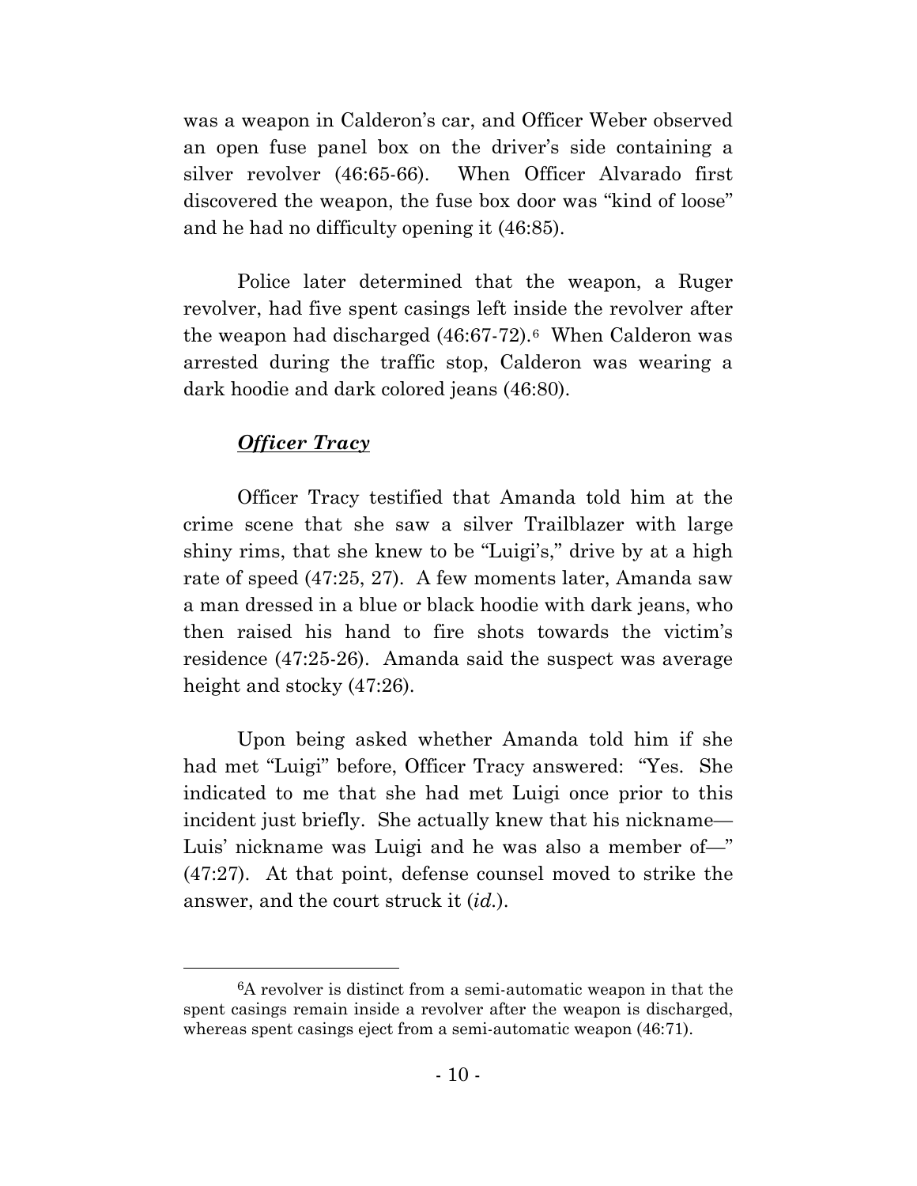was a weapon in Calderon's car, and Officer Weber observed an open fuse panel box on the driver's side containing a silver revolver (46:65-66). When Officer Alvarado first discovered the weapon, the fuse box door was "kind of loose" and he had no difficulty opening it (46:85).

Police later determined that the weapon, a Ruger revolver, had five spent casings left inside the revolver after the weapon had discharged (46:67-72).[6] When Calderon was arrested during the traffic stop, Calderon was wearing a dark hoodie and dark colored jeans (46:80).

***Officer Tracy***

Officer Tracy testified that Amanda told him at the crime scene that she saw a silver Trailblazer with large shiny rims, that she knew to be "Luigi's," drive by at a high rate of speed (47:25, 27). A few moments later, Amanda saw a man dressed in a blue or black hoodie with dark jeans, who then raised his hand to fire shots towards the victim's residence (47:25-26). Amanda said the suspect was average height and stocky (47:26).

Upon being asked whether Amanda told him if she had met "Luigi" before, Officer Tracy answered: "Yes. She indicated to me that she had met Luigi once prior to this incident just briefly. She actually knew that his nickname—Luis' nickname was Luigi and he was also a member of—" (47:27). At that point, defense counsel moved to strike the answer, and the court struck it (*id.*).

---

[6]A revolver is distinct from a semi-automatic weapon in that the spent casings remain inside a revolver after the weapon is discharged, whereas spent casings eject from a semi-automatic weapon (46:71).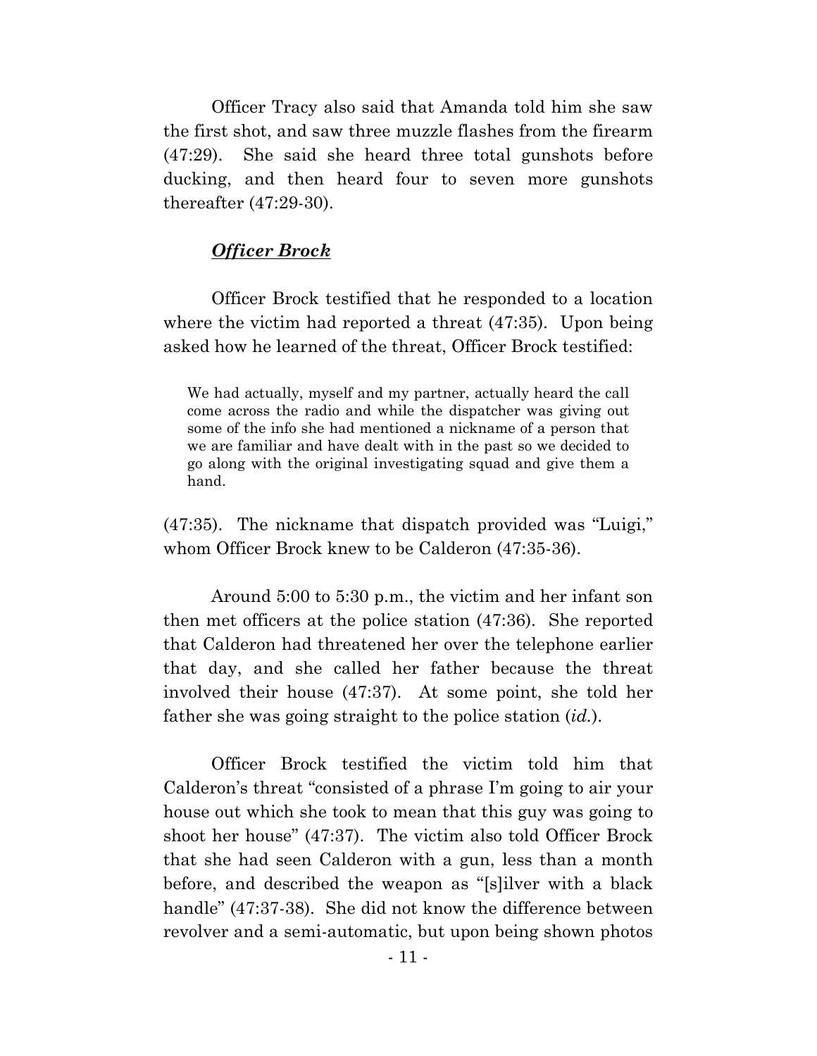Officer Tracy also said that Amanda told him she saw the first shot, and saw three muzzle flashes from the firearm (47:29). She said she heard three total gunshots before ducking, and then heard four to seven more gunshots thereafter (47:29-30).

***Officer Brock***

Officer Brock testified that he responded to a location where the victim had reported a threat (47:35). Upon being asked how he learned of the threat, Officer Brock testified:

> We had actually, myself and my partner, actually heard the call come across the radio and while the dispatcher was giving out some of the info she had mentioned a nickname of a person that we are familiar and have dealt with in the past so we decided to go along with the original investigating squad and give them a hand.

(47:35). The nickname that dispatch provided was "Luigi," whom Officer Brock knew to be Calderon (47:35-36).

Around 5:00 to 5:30 p.m., the victim and her infant son then met officers at the police station (47:36). She reported that Calderon had threatened her over the telephone earlier that day, and she called her father because the threat involved their house (47:37). At some point, she told her father she was going straight to the police station (*id.*).

Officer Brock testified the victim told him that Calderon's threat "consisted of a phrase I'm going to air your house out which she took to mean that this guy was going to shoot her house" (47:37). The victim also told Officer Brock that she had seen Calderon with a gun, less than a month before, and described the weapon as "[s]ilver with a black handle" (47:37-38). She did not know the difference between revolver and a semi-automatic, but upon being shown photos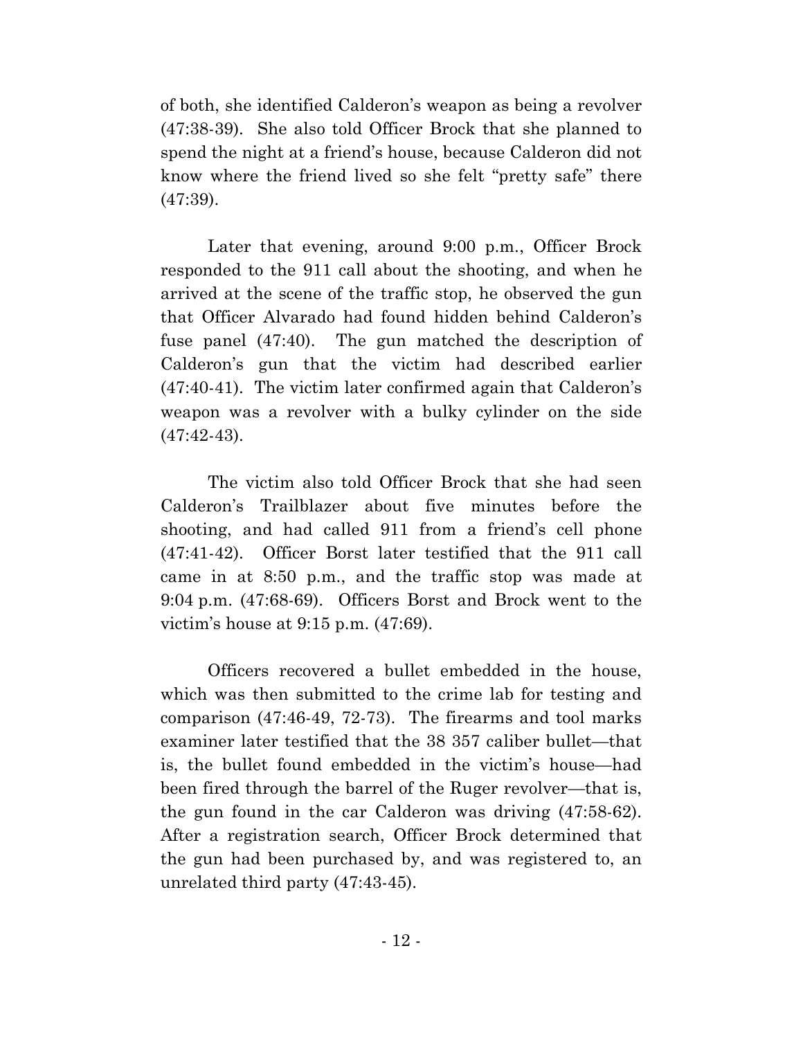of both, she identified Calderon's weapon as being a revolver (47:38-39). She also told Officer Brock that she planned to spend the night at a friend's house, because Calderon did not know where the friend lived so she felt "pretty safe" there (47:39).

Later that evening, around 9:00 p.m., Officer Brock responded to the 911 call about the shooting, and when he arrived at the scene of the traffic stop, he observed the gun that Officer Alvarado had found hidden behind Calderon's fuse panel (47:40). The gun matched the description of Calderon's gun that the victim had described earlier (47:40-41). The victim later confirmed again that Calderon's weapon was a revolver with a bulky cylinder on the side (47:42-43).

The victim also told Officer Brock that she had seen Calderon's Trailblazer about five minutes before the shooting, and had called 911 from a friend's cell phone (47:41-42). Officer Borst later testified that the 911 call came in at 8:50 p.m., and the traffic stop was made at 9:04 p.m. (47:68-69). Officers Borst and Brock went to the victim's house at 9:15 p.m. (47:69).

Officers recovered a bullet embedded in the house, which was then submitted to the crime lab for testing and comparison (47:46-49, 72-73). The firearms and tool marks examiner later testified that the 38 357 caliber bullet—that is, the bullet found embedded in the victim's house—had been fired through the barrel of the Ruger revolver—that is, the gun found in the car Calderon was driving (47:58-62). After a registration search, Officer Brock determined that the gun had been purchased by, and was registered to, an unrelated third party (47:43-45).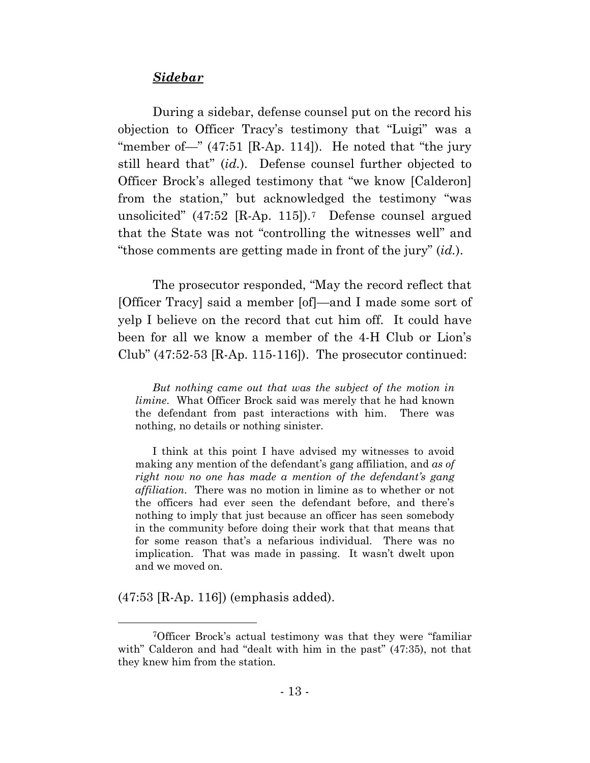***Sidebar***

During a sidebar, defense counsel put on the record his objection to Officer Tracy's testimony that "Luigi" was a "member of—" (47:51 [R-Ap. 114]). He noted that "the jury still heard that" (*id.*). Defense counsel further objected to Officer Brock's alleged testimony that "we know [Calderon] from the station," but acknowledged the testimony "was unsolicited" (47:52 [R-Ap. 115]).[7] Defense counsel argued that the State was not "controlling the witnesses well" and "those comments are getting made in front of the jury" (*id.*).

The prosecutor responded, "May the record reflect that [Officer Tracy] said a member [of]—and I made some sort of yelp I believe on the record that cut him off. It could have been for all we know a member of the 4-H Club or Lion's Club" (47:52-53 [R-Ap. 115-116]). The prosecutor continued:

> *But nothing came out that was the subject of the motion in limine.* What Officer Brock said was merely that he had known the defendant from past interactions with him. There was nothing, no details or nothing sinister.
>
> I think at this point I have advised my witnesses to avoid making any mention of the defendant's gang affiliation, and *as of right now no one has made a mention of the defendant's gang affiliation*. There was no motion in limine as to whether or not the officers had ever seen the defendant before, and there's nothing to imply that just because an officer has seen somebody in the community before doing their work that that means that for some reason that's a nefarious individual. There was no implication. That was made in passing. It wasn't dwelt upon and we moved on.

(47:53 [R-Ap. 116]) (emphasis added).

---

[7] Officer Brock's actual testimony was that they were "familiar with" Calderon and had "dealt with him in the past" (47:35), not that they knew him from the station.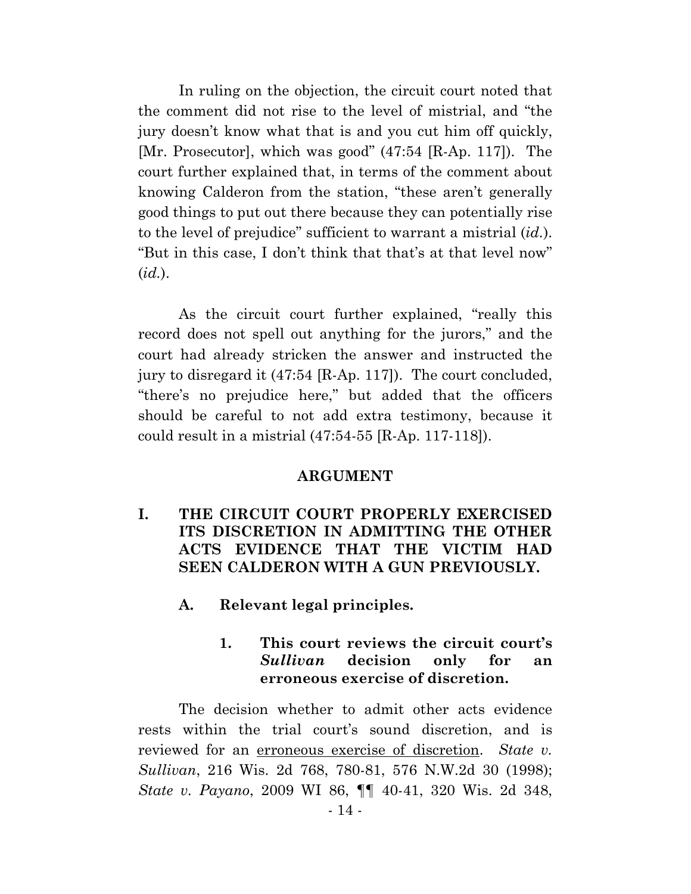In ruling on the objection, the circuit court noted that the comment did not rise to the level of mistrial, and "the jury doesn't know what that is and you cut him off quickly, [Mr. Prosecutor], which was good" (47:54 [R-Ap. 117]). The court further explained that, in terms of the comment about knowing Calderon from the station, "these aren't generally good things to put out there because they can potentially rise to the level of prejudice" sufficient to warrant a mistrial (*id.*). "But in this case, I don't think that that's at that level now" (*id.*).

As the circuit court further explained, "really this record does not spell out anything for the jurors," and the court had already stricken the answer and instructed the jury to disregard it (47:54 [R-Ap. 117]). The court concluded, "there's no prejudice here," but added that the officers should be careful to not add extra testimony, because it could result in a mistrial (47:54-55 [R-Ap. 117-118]).

## ARGUMENT

### I. THE CIRCUIT COURT PROPERLY EXERCISED ITS DISCRETION IN ADMITTING THE OTHER ACTS EVIDENCE THAT THE VICTIM HAD SEEN CALDERON WITH A GUN PREVIOUSLY.

#### A. Relevant legal principles.

##### 1. This court reviews the circuit court's *Sullivan* decision only for an erroneous exercise of discretion.

The decision whether to admit other acts evidence rests within the trial court's sound discretion, and is reviewed for an erroneous exercise of discretion. *State v. Sullivan*, 216 Wis. 2d 768, 780-81, 576 N.W.2d 30 (1998); *State v. Payano*, 2009 WI 86, ¶¶ 40-41, 320 Wis. 2d 348,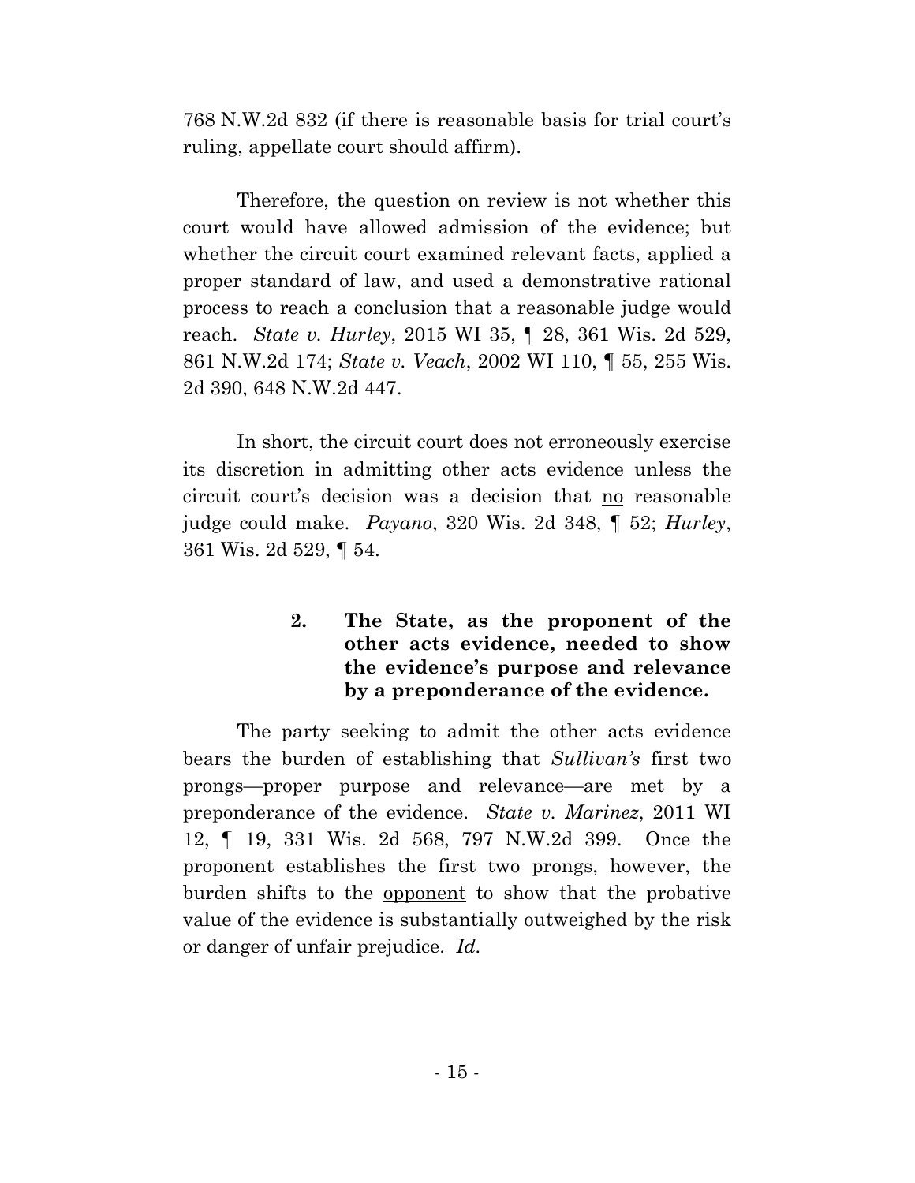768 N.W.2d 832 (if there is reasonable basis for trial court's ruling, appellate court should affirm).

Therefore, the question on review is not whether this court would have allowed admission of the evidence; but whether the circuit court examined relevant facts, applied a proper standard of law, and used a demonstrative rational process to reach a conclusion that a reasonable judge would reach. *State v. Hurley*, 2015 WI 35, ¶ 28, 361 Wis. 2d 529, 861 N.W.2d 174; *State v. Veach*, 2002 WI 110, ¶ 55, 255 Wis. 2d 390, 648 N.W.2d 447.

In short, the circuit court does not erroneously exercise its discretion in admitting other acts evidence unless the circuit court's decision was a decision that <u>no</u> reasonable judge could make. *Payano*, 320 Wis. 2d 348, ¶ 52; *Hurley*, 361 Wis. 2d 529, ¶ 54.

#### 2. The State, as the proponent of the other acts evidence, needed to show the evidence's purpose and relevance by a preponderance of the evidence.

The party seeking to admit the other acts evidence bears the burden of establishing that *Sullivan's* first two prongs—proper purpose and relevance—are met by a preponderance of the evidence. *State v. Marinez*, 2011 WI 12, ¶ 19, 331 Wis. 2d 568, 797 N.W.2d 399. Once the proponent establishes the first two prongs, however, the burden shifts to the <u>opponent</u> to show that the probative value of the evidence is substantially outweighed by the risk or danger of unfair prejudice. *Id.*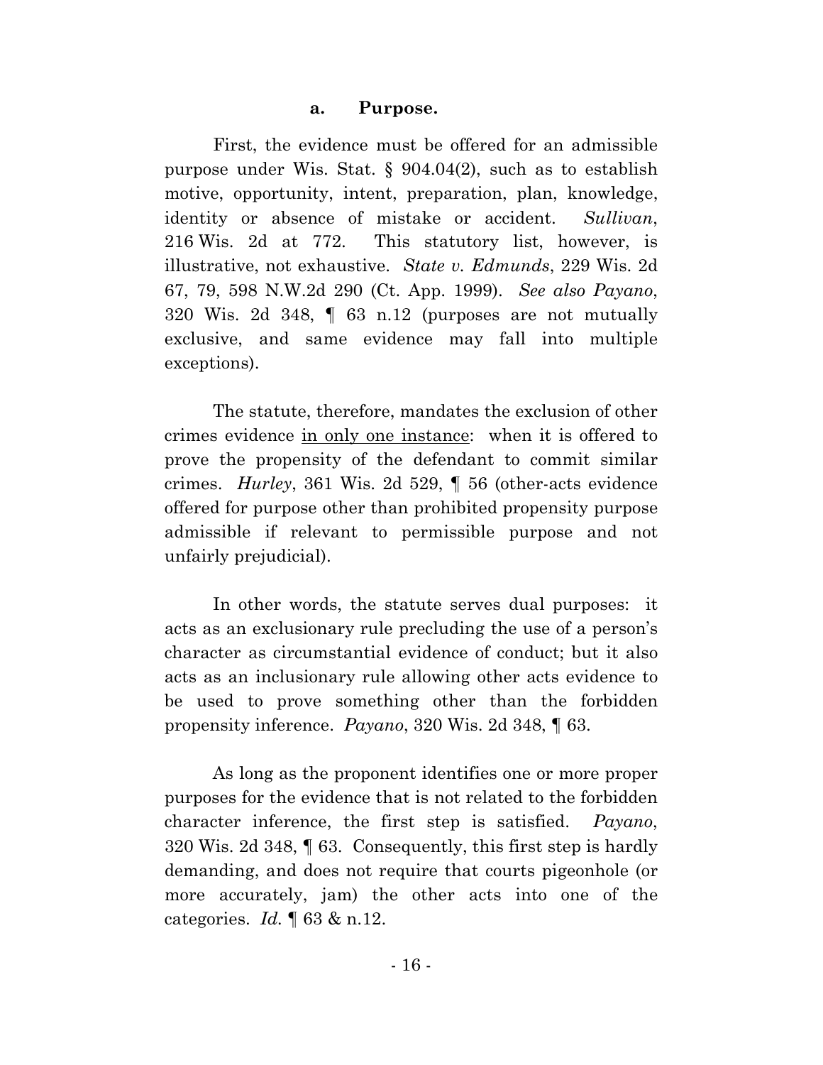#### a. Purpose.

First, the evidence must be offered for an admissible purpose under Wis. Stat. § 904.04(2), such as to establish motive, opportunity, intent, preparation, plan, knowledge, identity or absence of mistake or accident. *Sullivan*, 216 Wis. 2d at 772. This statutory list, however, is illustrative, not exhaustive. *State v. Edmunds*, 229 Wis. 2d 67, 79, 598 N.W.2d 290 (Ct. App. 1999). *See also Payano*, 320 Wis. 2d 348, ¶ 63 n.12 (purposes are not mutually exclusive, and same evidence may fall into multiple exceptions).

The statute, therefore, mandates the exclusion of other crimes evidence <u>in only one instance</u>: when it is offered to prove the propensity of the defendant to commit similar crimes. *Hurley*, 361 Wis. 2d 529, ¶ 56 (other-acts evidence offered for purpose other than prohibited propensity purpose admissible if relevant to permissible purpose and not unfairly prejudicial).

In other words, the statute serves dual purposes: it acts as an exclusionary rule precluding the use of a person's character as circumstantial evidence of conduct; but it also acts as an inclusionary rule allowing other acts evidence to be used to prove something other than the forbidden propensity inference. *Payano*, 320 Wis. 2d 348, ¶ 63.

As long as the proponent identifies one or more proper purposes for the evidence that is not related to the forbidden character inference, the first step is satisfied. *Payano*, 320 Wis. 2d 348, ¶ 63. Consequently, this first step is hardly demanding, and does not require that courts pigeonhole (or more accurately, jam) the other acts into one of the categories. *Id.* ¶ 63 & n.12.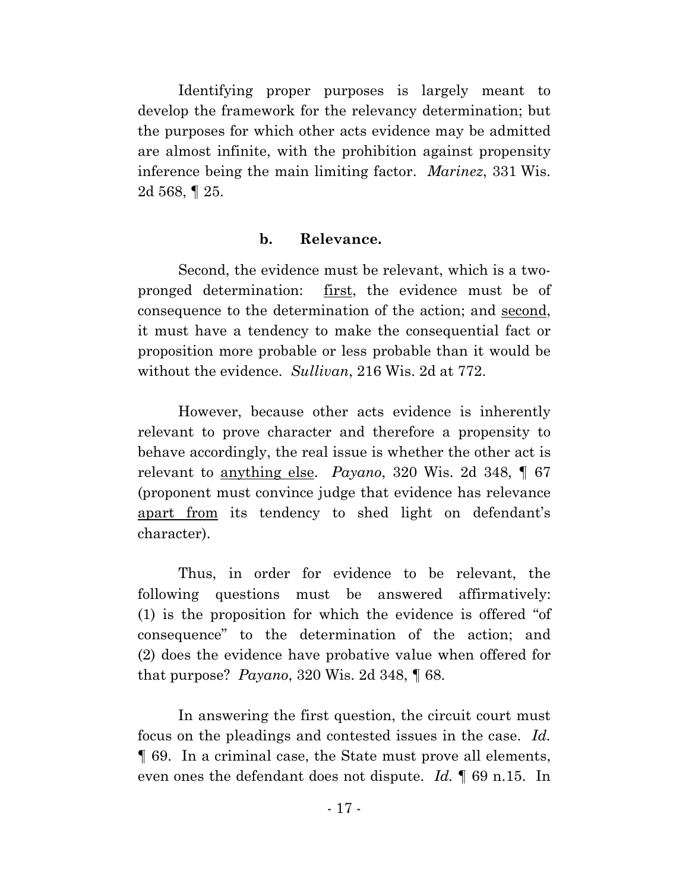Identifying proper purposes is largely meant to develop the framework for the relevancy determination; but the purposes for which other acts evidence may be admitted are almost infinite, with the prohibition against propensity inference being the main limiting factor. *Marinez*, 331 Wis. 2d 568, ¶ 25.

#### b. Relevance.

Second, the evidence must be relevant, which is a two-pronged determination: <u>first</u>, the evidence must be of consequence to the determination of the action; and <u>second</u>, it must have a tendency to make the consequential fact or proposition more probable or less probable than it would be without the evidence. *Sullivan*, 216 Wis. 2d at 772.

However, because other acts evidence is inherently relevant to prove character and therefore a propensity to behave accordingly, the real issue is whether the other act is relevant to <u>anything else</u>. *Payano*, 320 Wis. 2d 348, ¶ 67 (proponent must convince judge that evidence has relevance <u>apart from</u> its tendency to shed light on defendant's character).

Thus, in order for evidence to be relevant, the following questions must be answered affirmatively: (1) is the proposition for which the evidence is offered "of consequence" to the determination of the action; and (2) does the evidence have probative value when offered for that purpose? *Payano*, 320 Wis. 2d 348, ¶ 68.

In answering the first question, the circuit court must focus on the pleadings and contested issues in the case. *Id.* ¶ 69. In a criminal case, the State must prove all elements, even ones the defendant does not dispute. *Id.* ¶ 69 n.15. In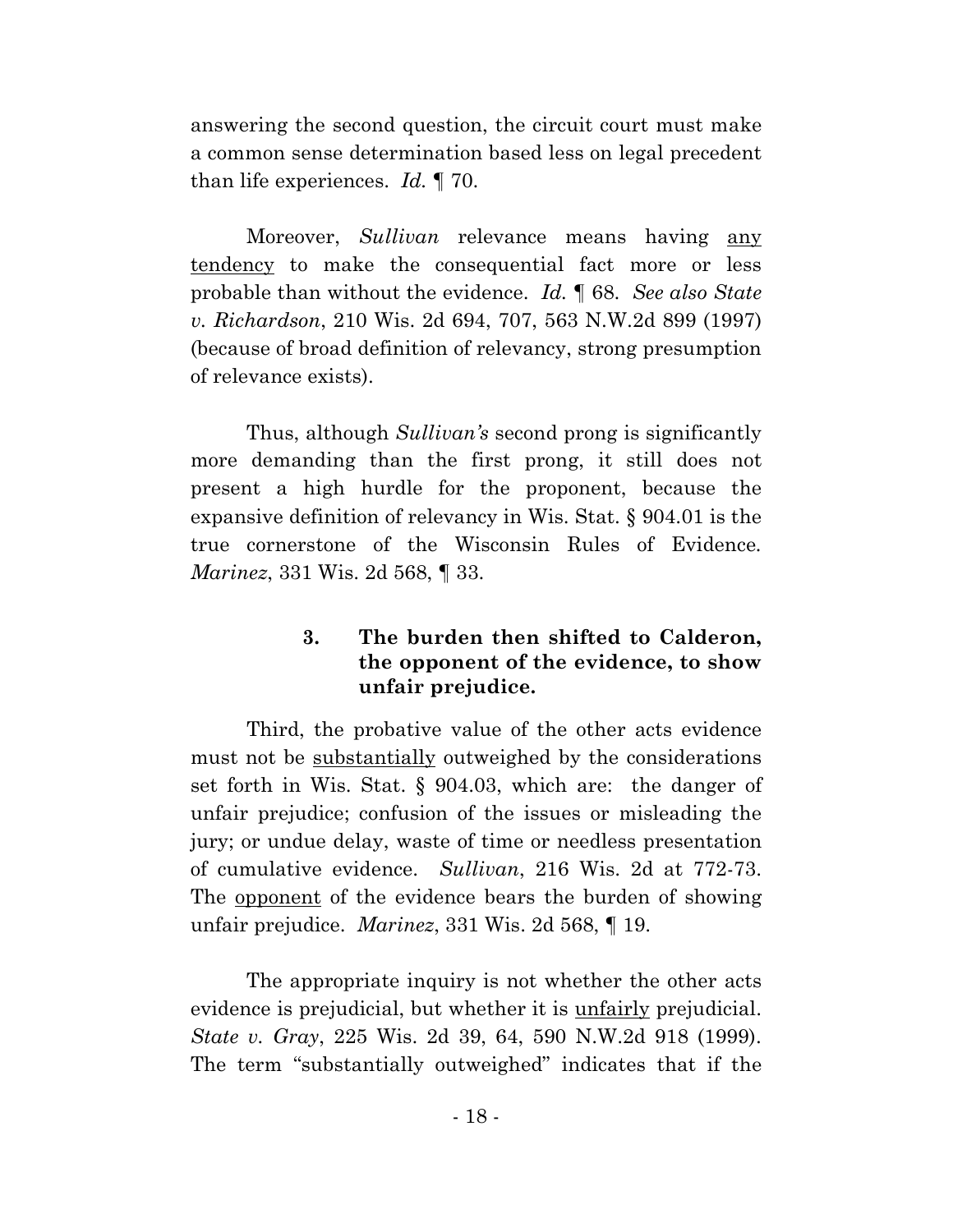answering the second question, the circuit court must make a common sense determination based less on legal precedent than life experiences. *Id.* ¶ 70.

Moreover, *Sullivan* relevance means having <u>any tendency</u> to make the consequential fact more or less probable than without the evidence. *Id.* ¶ 68. *See also State v. Richardson*, 210 Wis. 2d 694, 707, 563 N.W.2d 899 (1997) (because of broad definition of relevancy, strong presumption of relevance exists).

Thus, although *Sullivan's* second prong is significantly more demanding than the first prong, it still does not present a high hurdle for the proponent, because the expansive definition of relevancy in Wis. Stat. § 904.01 is the true cornerstone of the Wisconsin Rules of Evidence. *Marinez*, 331 Wis. 2d 568, ¶ 33.

#### 3. The burden then shifted to Calderon, the opponent of the evidence, to show unfair prejudice.

Third, the probative value of the other acts evidence must not be <u>substantially</u> outweighed by the considerations set forth in Wis. Stat. § 904.03, which are: the danger of unfair prejudice; confusion of the issues or misleading the jury; or undue delay, waste of time or needless presentation of cumulative evidence. *Sullivan*, 216 Wis. 2d at 772-73. The <u>opponent</u> of the evidence bears the burden of showing unfair prejudice. *Marinez*, 331 Wis. 2d 568, ¶ 19.

The appropriate inquiry is not whether the other acts evidence is prejudicial, but whether it is <u>unfairly</u> prejudicial. *State v. Gray*, 225 Wis. 2d 39, 64, 590 N.W.2d 918 (1999). The term "substantially outweighed" indicates that if the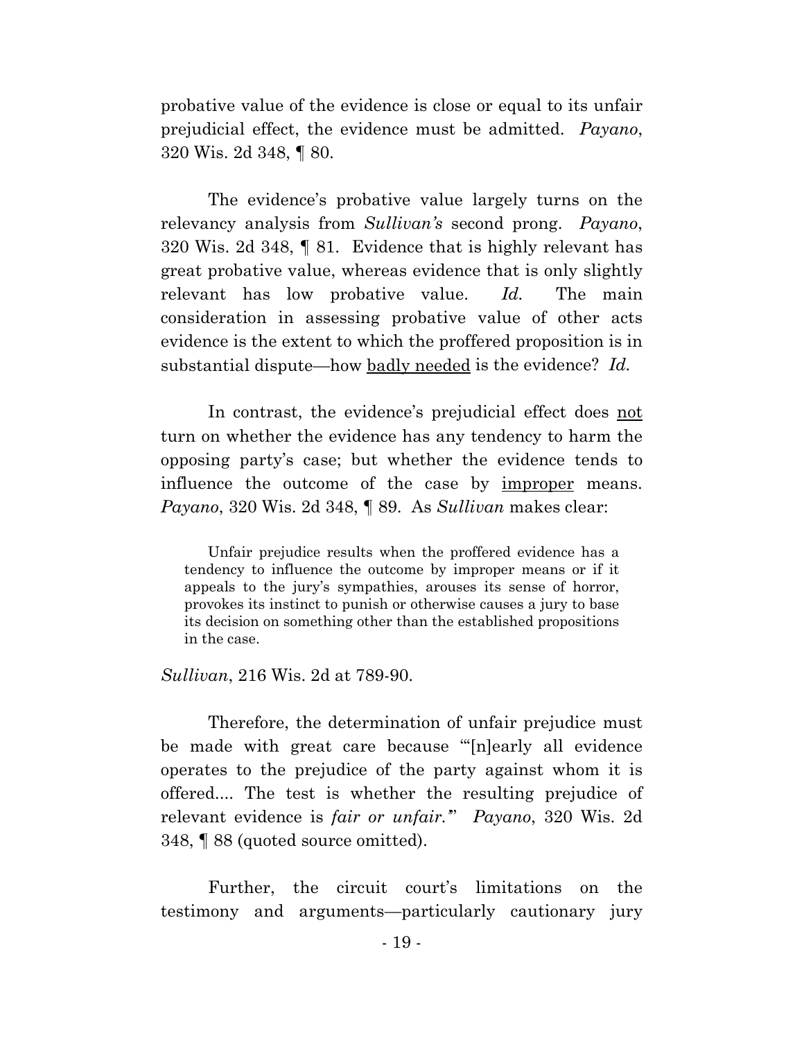probative value of the evidence is close or equal to its unfair prejudicial effect, the evidence must be admitted. *Payano*, 320 Wis. 2d 348, ¶ 80.

The evidence's probative value largely turns on the relevancy analysis from *Sullivan's* second prong. *Payano*, 320 Wis. 2d 348, ¶ 81. Evidence that is highly relevant has great probative value, whereas evidence that is only slightly relevant has low probative value. *Id.* The main consideration in assessing probative value of other acts evidence is the extent to which the proffered proposition is in substantial dispute—how <u>badly needed</u> is the evidence? *Id.*

In contrast, the evidence's prejudicial effect does <u>not</u> turn on whether the evidence has any tendency to harm the opposing party's case; but whether the evidence tends to influence the outcome of the case by <u>improper</u> means. *Payano*, 320 Wis. 2d 348, ¶ 89. As *Sullivan* makes clear:

> Unfair prejudice results when the proffered evidence has a tendency to influence the outcome by improper means or if it appeals to the jury's sympathies, arouses its sense of horror, provokes its instinct to punish or otherwise causes a jury to base its decision on something other than the established propositions in the case.

*Sullivan*, 216 Wis. 2d at 789-90.

Therefore, the determination of unfair prejudice must be made with great care because "'[n]early all evidence operates to the prejudice of the party against whom it is offered.... The test is whether the resulting prejudice of relevant evidence is *fair or unfair.'*" *Payano*, 320 Wis. 2d 348, ¶ 88 (quoted source omitted).

Further, the circuit court's limitations on the testimony and arguments—particularly cautionary jury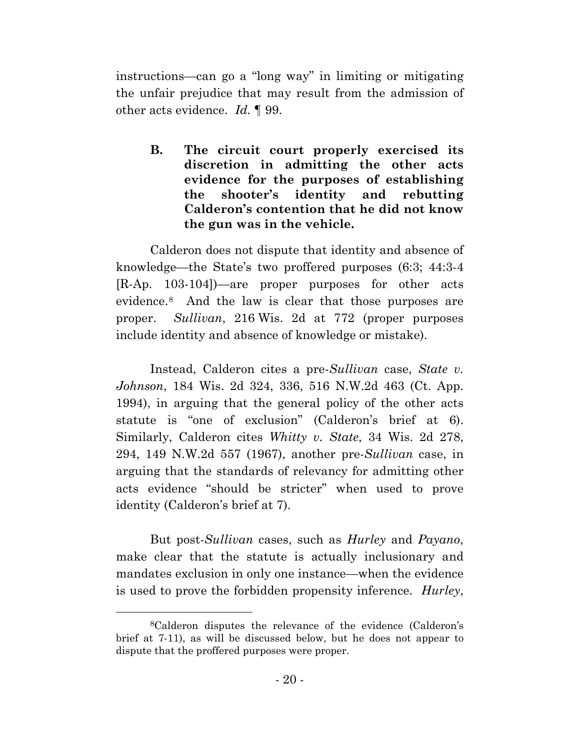instructions—can go a "long way" in limiting or mitigating the unfair prejudice that may result from the admission of other acts evidence. *Id.* ¶ 99.

### B. The circuit court properly exercised its discretion in admitting the other acts evidence for the purposes of establishing the shooter's identity and rebutting Calderon's contention that he did not know the gun was in the vehicle.

Calderon does not dispute that identity and absence of knowledge—the State's two proffered purposes (6:3; 44:3-4 [R-Ap. 103-104])—are proper purposes for other acts evidence.[8] And the law is clear that those purposes are proper. *Sullivan*, 216 Wis. 2d at 772 (proper purposes include identity and absence of knowledge or mistake).

Instead, Calderon cites a pre-*Sullivan* case, *State v. Johnson*, 184 Wis. 2d 324, 336, 516 N.W.2d 463 (Ct. App. 1994), in arguing that the general policy of the other acts statute is "one of exclusion" (Calderon's brief at 6). Similarly, Calderon cites *Whitty v. State*, 34 Wis. 2d 278, 294, 149 N.W.2d 557 (1967), another pre-*Sullivan* case, in arguing that the standards of relevancy for admitting other acts evidence "should be stricter" when used to prove identity (Calderon's brief at 7).

But post-*Sullivan* cases, such as *Hurley* and *Payano*, make clear that the statute is actually inclusionary and mandates exclusion in only one instance—when the evidence is used to prove the forbidden propensity inference. *Hurley*,

---

[8]Calderon disputes the relevance of the evidence (Calderon's brief at 7-11), as will be discussed below, but he does not appear to dispute that the proffered purposes were proper.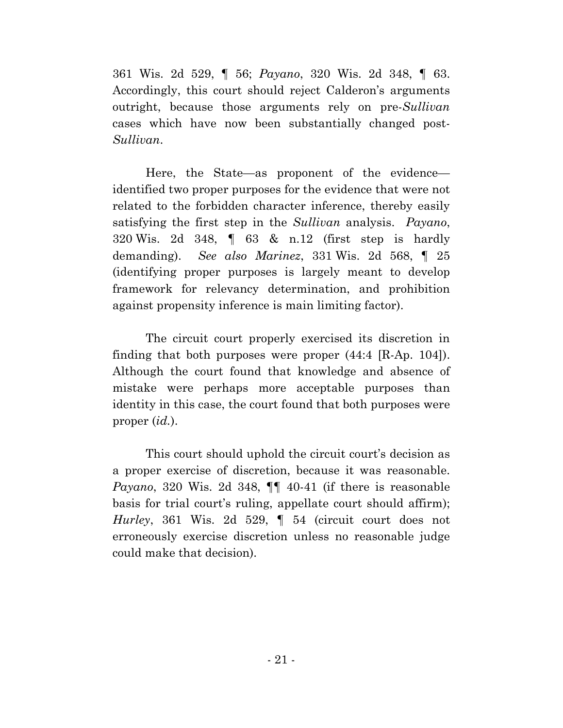361 Wis. 2d 529, ¶ 56; *Payano*, 320 Wis. 2d 348, ¶ 63. Accordingly, this court should reject Calderon's arguments outright, because those arguments rely on pre-*Sullivan* cases which have now been substantially changed post-*Sullivan*.

Here, the State—as proponent of the evidence—identified two proper purposes for the evidence that were not related to the forbidden character inference, thereby easily satisfying the first step in the *Sullivan* analysis. *Payano*, 320 Wis. 2d 348, ¶ 63 & n.12 (first step is hardly demanding). *See also Marinez*, 331 Wis. 2d 568, ¶ 25 (identifying proper purposes is largely meant to develop framework for relevancy determination, and prohibition against propensity inference is main limiting factor).

The circuit court properly exercised its discretion in finding that both purposes were proper (44:4 [R-Ap. 104]). Although the court found that knowledge and absence of mistake were perhaps more acceptable purposes than identity in this case, the court found that both purposes were proper (*id.*).

This court should uphold the circuit court's decision as a proper exercise of discretion, because it was reasonable. *Payano*, 320 Wis. 2d 348, ¶¶ 40-41 (if there is reasonable basis for trial court's ruling, appellate court should affirm); *Hurley*, 361 Wis. 2d 529, ¶ 54 (circuit court does not erroneously exercise discretion unless no reasonable judge could make that decision).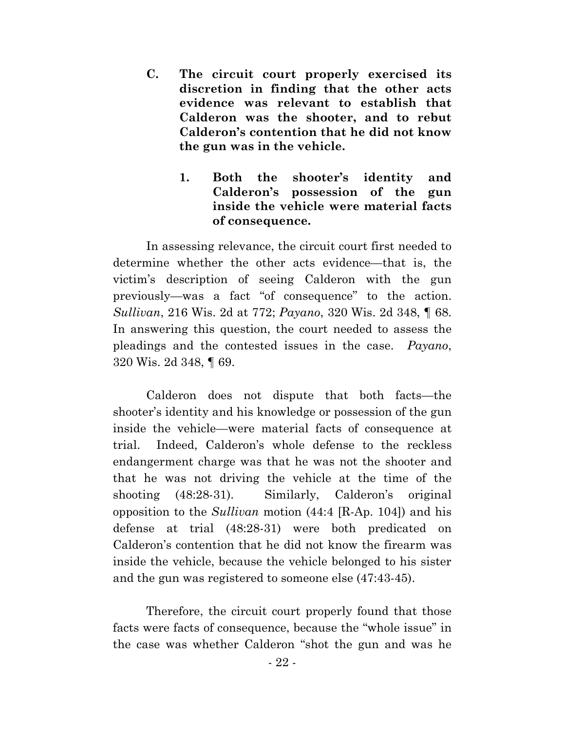### C. The circuit court properly exercised its discretion in finding that the other acts evidence was relevant to establish that Calderon was the shooter, and to rebut Calderon's contention that he did not know the gun was in the vehicle.

#### 1. Both the shooter's identity and Calderon's possession of the gun inside the vehicle were material facts of consequence.

In assessing relevance, the circuit court first needed to determine whether the other acts evidence—that is, the victim's description of seeing Calderon with the gun previously—was a fact "of consequence" to the action. *Sullivan*, 216 Wis. 2d at 772; *Payano*, 320 Wis. 2d 348, ¶ 68. In answering this question, the court needed to assess the pleadings and the contested issues in the case. *Payano*, 320 Wis. 2d 348, ¶ 69.

Calderon does not dispute that both facts—the shooter's identity and his knowledge or possession of the gun inside the vehicle—were material facts of consequence at trial. Indeed, Calderon's whole defense to the reckless endangerment charge was that he was not the shooter and that he was not driving the vehicle at the time of the shooting (48:28-31). Similarly, Calderon's original opposition to the *Sullivan* motion (44:4 [R-Ap. 104]) and his defense at trial (48:28-31) were both predicated on Calderon's contention that he did not know the firearm was inside the vehicle, because the vehicle belonged to his sister and the gun was registered to someone else (47:43-45).

Therefore, the circuit court properly found that those facts were facts of consequence, because the "whole issue" in the case was whether Calderon "shot the gun and was he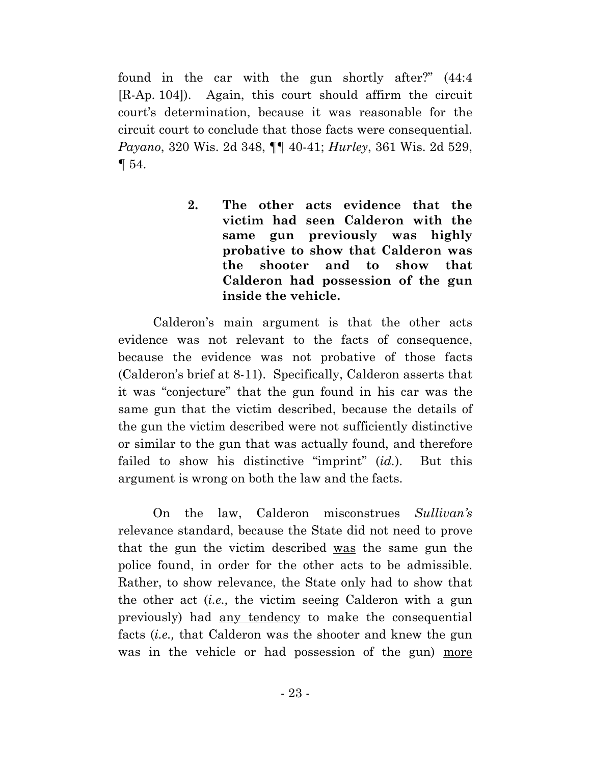found in the car with the gun shortly after?" (44:4 [R-Ap. 104]). Again, this court should affirm the circuit court's determination, because it was reasonable for the circuit court to conclude that those facts were consequential. *Payano*, 320 Wis. 2d 348, ¶¶ 40-41; *Hurley*, 361 Wis. 2d 529, ¶ 54.

**2. The other acts evidence that the victim had seen Calderon with the same gun previously was highly probative to show that Calderon was the shooter and to show that Calderon had possession of the gun inside the vehicle.**

Calderon's main argument is that the other acts evidence was not relevant to the facts of consequence, because the evidence was not probative of those facts (Calderon's brief at 8-11). Specifically, Calderon asserts that it was "conjecture" that the gun found in his car was the same gun that the victim described, because the details of the gun the victim described were not sufficiently distinctive or similar to the gun that was actually found, and therefore failed to show his distinctive "imprint" (*id.*). But this argument is wrong on both the law and the facts.

On the law, Calderon misconstrues *Sullivan's* relevance standard, because the State did not need to prove that the gun the victim described <u>was</u> the same gun the police found, in order for the other acts to be admissible. Rather, to show relevance, the State only had to show that the other act (*i.e.,* the victim seeing Calderon with a gun previously) had <u>any tendency</u> to make the consequential facts (*i.e.,* that Calderon was the shooter and knew the gun was in the vehicle or had possession of the gun) <u>more</u>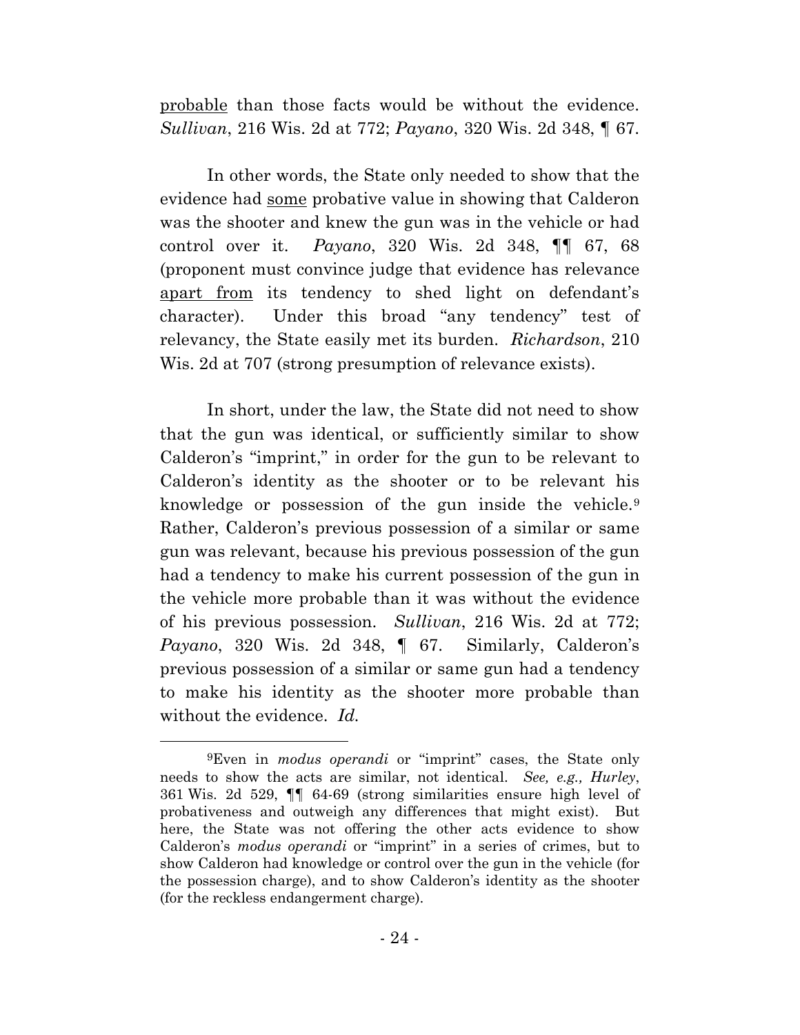probable than those facts would be without the evidence. *Sullivan*, 216 Wis. 2d at 772; *Payano*, 320 Wis. 2d 348, ¶ 67.

In other words, the State only needed to show that the evidence had <u>some</u> probative value in showing that Calderon was the shooter and knew the gun was in the vehicle or had control over it. *Payano*, 320 Wis. 2d 348, ¶¶ 67, 68 (proponent must convince judge that evidence has relevance <u>apart from</u> its tendency to shed light on defendant's character). Under this broad "any tendency" test of relevancy, the State easily met its burden. *Richardson*, 210 Wis. 2d at 707 (strong presumption of relevance exists).

In short, under the law, the State did not need to show that the gun was identical, or sufficiently similar to show Calderon's "imprint," in order for the gun to be relevant to Calderon's identity as the shooter or to be relevant his knowledge or possession of the gun inside the vehicle.[9] Rather, Calderon's previous possession of a similar or same gun was relevant, because his previous possession of the gun had a tendency to make his current possession of the gun in the vehicle more probable than it was without the evidence of his previous possession. *Sullivan*, 216 Wis. 2d at 772; *Payano*, 320 Wis. 2d 348, ¶ 67. Similarly, Calderon's previous possession of a similar or same gun had a tendency to make his identity as the shooter more probable than without the evidence. *Id.*

---

[9]Even in *modus operandi* or "imprint" cases, the State only needs to show the acts are similar, not identical. *See, e.g., Hurley*, 361 Wis. 2d 529, ¶¶ 64-69 (strong similarities ensure high level of probativeness and outweigh any differences that might exist). But here, the State was not offering the other acts evidence to show Calderon's *modus operandi* or "imprint" in a series of crimes, but to show Calderon had knowledge or control over the gun in the vehicle (for the possession charge), and to show Calderon's identity as the shooter (for the reckless endangerment charge).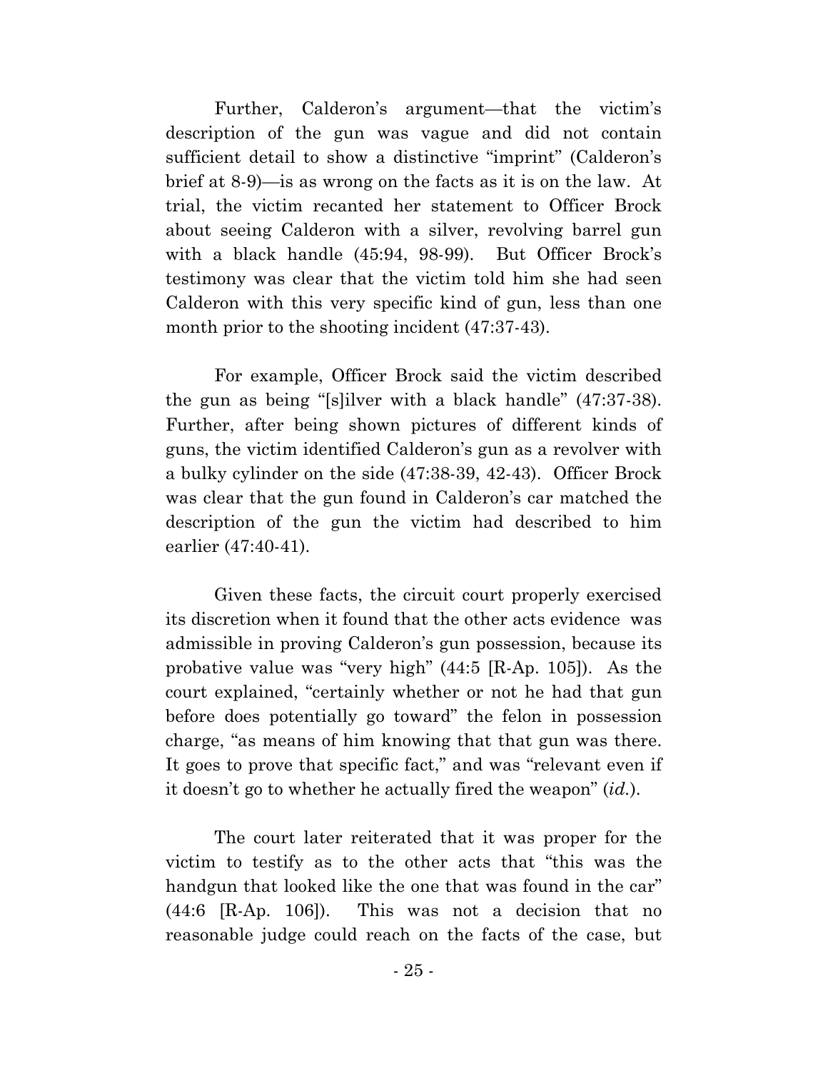Further, Calderon's argument—that the victim's description of the gun was vague and did not contain sufficient detail to show a distinctive "imprint" (Calderon's brief at 8-9)—is as wrong on the facts as it is on the law. At trial, the victim recanted her statement to Officer Brock about seeing Calderon with a silver, revolving barrel gun with a black handle (45:94, 98-99). But Officer Brock's testimony was clear that the victim told him she had seen Calderon with this very specific kind of gun, less than one month prior to the shooting incident (47:37-43).

For example, Officer Brock said the victim described the gun as being "[s]ilver with a black handle" (47:37-38). Further, after being shown pictures of different kinds of guns, the victim identified Calderon's gun as a revolver with a bulky cylinder on the side (47:38-39, 42-43). Officer Brock was clear that the gun found in Calderon's car matched the description of the gun the victim had described to him earlier (47:40-41).

Given these facts, the circuit court properly exercised its discretion when it found that the other acts evidence was admissible in proving Calderon's gun possession, because its probative value was "very high" (44:5 [R-Ap. 105]). As the court explained, "certainly whether or not he had that gun before does potentially go toward" the felon in possession charge, "as means of him knowing that that gun was there. It goes to prove that specific fact," and was "relevant even if it doesn't go to whether he actually fired the weapon" (*id.*).

The court later reiterated that it was proper for the victim to testify as to the other acts that "this was the handgun that looked like the one that was found in the car" (44:6 [R-Ap. 106]). This was not a decision that no reasonable judge could reach on the facts of the case, but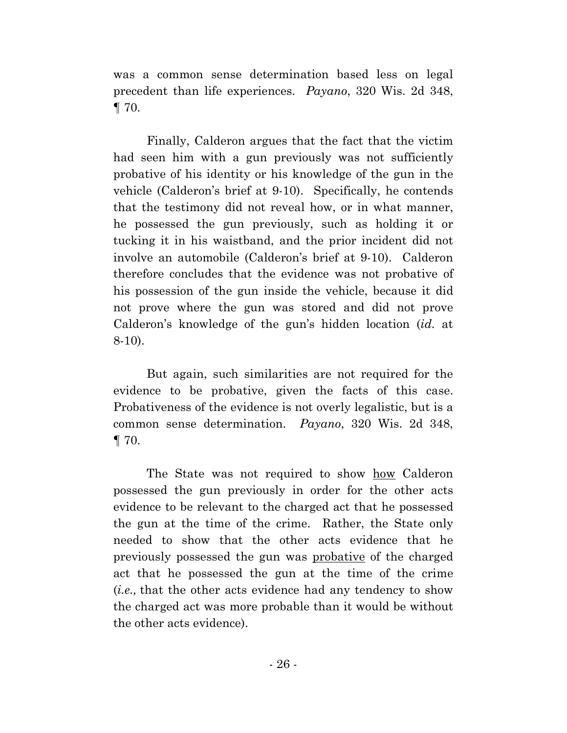was a common sense determination based less on legal precedent than life experiences. *Payano*, 320 Wis. 2d 348, ¶ 70.

Finally, Calderon argues that the fact that the victim had seen him with a gun previously was not sufficiently probative of his identity or his knowledge of the gun in the vehicle (Calderon's brief at 9-10). Specifically, he contends that the testimony did not reveal how, or in what manner, he possessed the gun previously, such as holding it or tucking it in his waistband, and the prior incident did not involve an automobile (Calderon's brief at 9-10). Calderon therefore concludes that the evidence was not probative of his possession of the gun inside the vehicle, because it did not prove where the gun was stored and did not prove Calderon's knowledge of the gun's hidden location (*id.* at 8-10).

But again, such similarities are not required for the evidence to be probative, given the facts of this case. Probativeness of the evidence is not overly legalistic, but is a common sense determination. *Payano*, 320 Wis. 2d 348, ¶ 70.

The State was not required to show <u>how</u> Calderon possessed the gun previously in order for the other acts evidence to be relevant to the charged act that he possessed the gun at the time of the crime. Rather, the State only needed to show that the other acts evidence that he previously possessed the gun was <u>probative</u> of the charged act that he possessed the gun at the time of the crime (*i.e.,* that the other acts evidence had any tendency to show the charged act was more probable than it would be without the other acts evidence).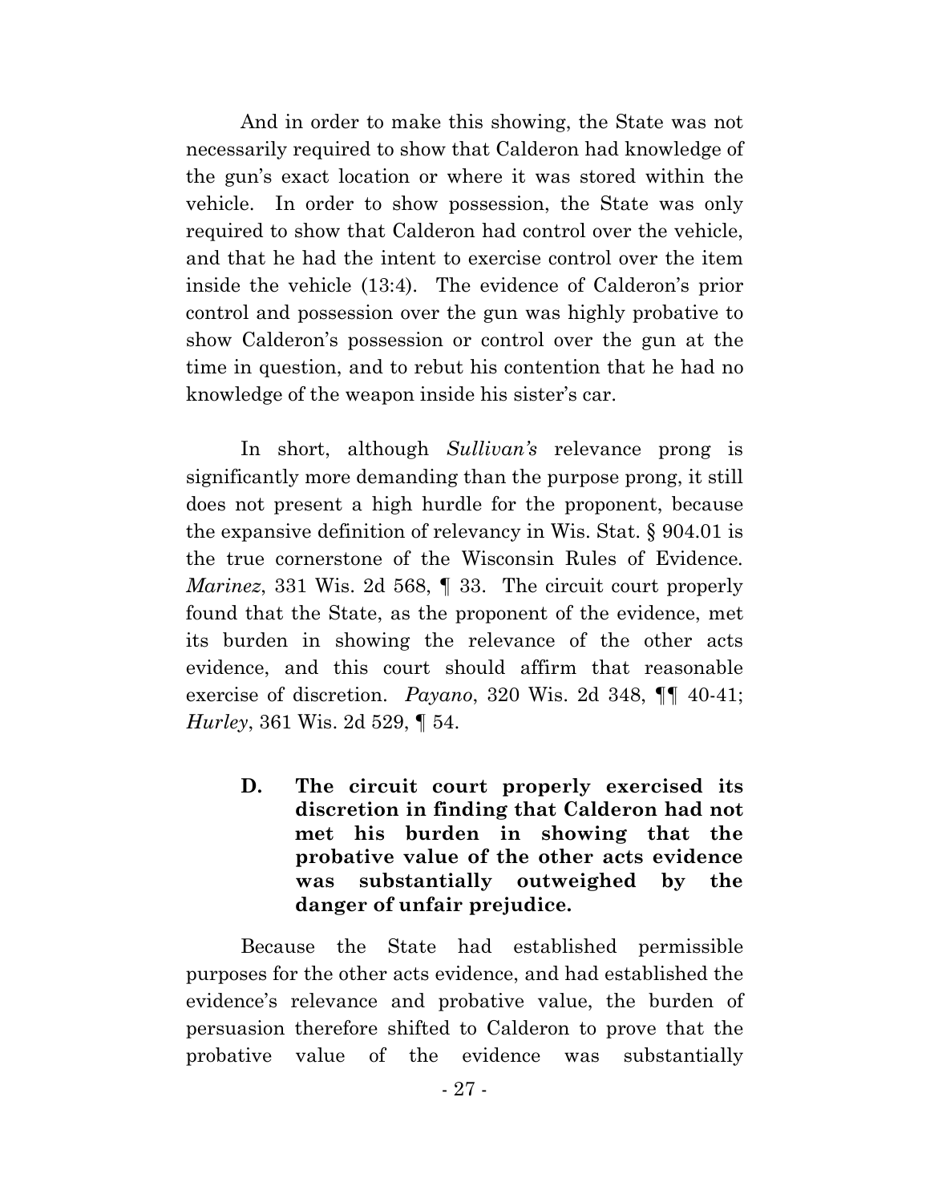And in order to make this showing, the State was not necessarily required to show that Calderon had knowledge of the gun's exact location or where it was stored within the vehicle. In order to show possession, the State was only required to show that Calderon had control over the vehicle, and that he had the intent to exercise control over the item inside the vehicle (13:4). The evidence of Calderon's prior control and possession over the gun was highly probative to show Calderon's possession or control over the gun at the time in question, and to rebut his contention that he had no knowledge of the weapon inside his sister's car.

In short, although *Sullivan's* relevance prong is significantly more demanding than the purpose prong, it still does not present a high hurdle for the proponent, because the expansive definition of relevancy in Wis. Stat. § 904.01 is the true cornerstone of the Wisconsin Rules of Evidence. *Marinez*, 331 Wis. 2d 568, ¶ 33. The circuit court properly found that the State, as the proponent of the evidence, met its burden in showing the relevance of the other acts evidence, and this court should affirm that reasonable exercise of discretion. *Payano*, 320 Wis. 2d 348, ¶¶ 40-41; *Hurley*, 361 Wis. 2d 529, ¶ 54.

### D. The circuit court properly exercised its discretion in finding that Calderon had not met his burden in showing that the probative value of the other acts evidence was substantially outweighed by the danger of unfair prejudice.

Because the State had established permissible purposes for the other acts evidence, and had established the evidence's relevance and probative value, the burden of persuasion therefore shifted to Calderon to prove that the probative value of the evidence was substantially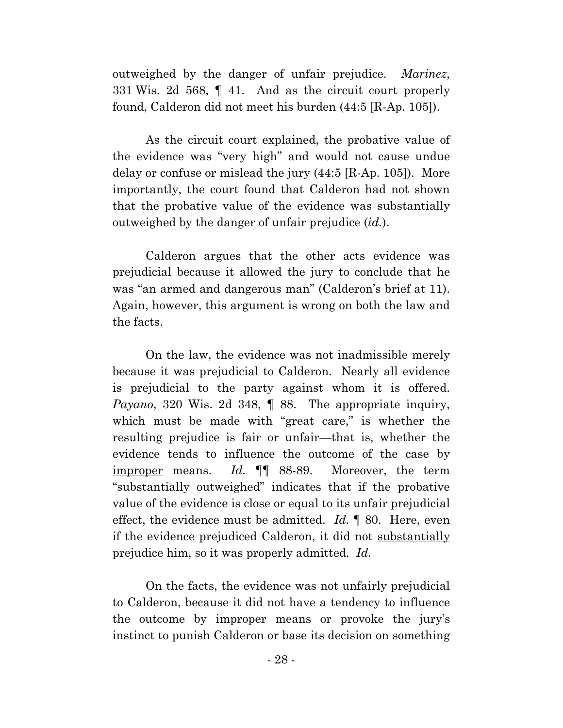outweighed by the danger of unfair prejudice. *Marinez*, 331 Wis. 2d 568, ¶ 41. And as the circuit court properly found, Calderon did not meet his burden (44:5 [R-Ap. 105]).

As the circuit court explained, the probative value of the evidence was "very high" and would not cause undue delay or confuse or mislead the jury (44:5 [R-Ap. 105]). More importantly, the court found that Calderon had not shown that the probative value of the evidence was substantially outweighed by the danger of unfair prejudice (*id.*).

Calderon argues that the other acts evidence was prejudicial because it allowed the jury to conclude that he was "an armed and dangerous man" (Calderon's brief at 11). Again, however, this argument is wrong on both the law and the facts.

On the law, the evidence was not inadmissible merely because it was prejudicial to Calderon. Nearly all evidence is prejudicial to the party against whom it is offered. *Payano*, 320 Wis. 2d 348, ¶ 88. The appropriate inquiry, which must be made with "great care," is whether the resulting prejudice is fair or unfair—that is, whether the evidence tends to influence the outcome of the case by <u>improper</u> means. *Id.* ¶¶ 88-89. Moreover, the term "substantially outweighed" indicates that if the probative value of the evidence is close or equal to its unfair prejudicial effect, the evidence must be admitted. *Id.* ¶ 80. Here, even if the evidence prejudiced Calderon, it did not <u>substantially</u> prejudice him, so it was properly admitted. *Id.*

On the facts, the evidence was not unfairly prejudicial to Calderon, because it did not have a tendency to influence the outcome by improper means or provoke the jury's instinct to punish Calderon or base its decision on something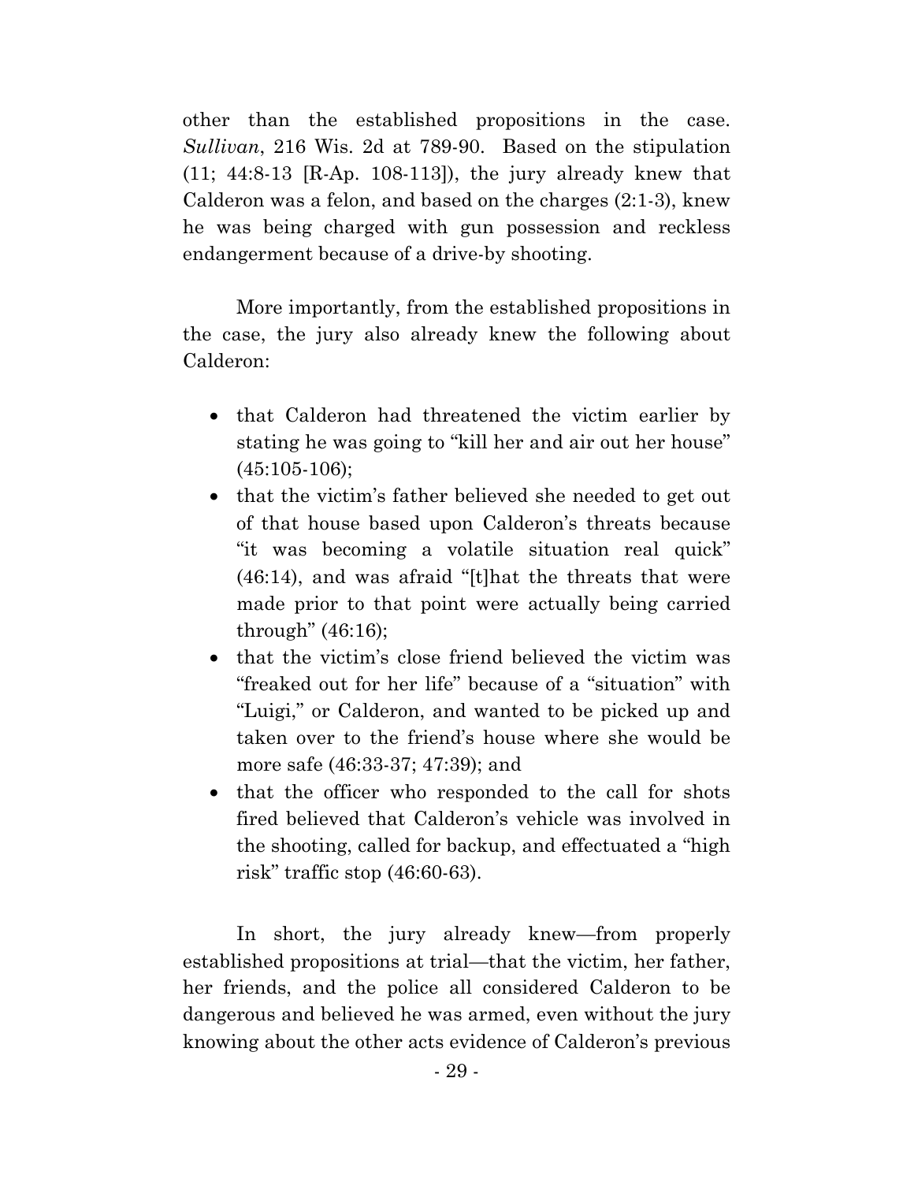other than the established propositions in the case. *Sullivan*, 216 Wis. 2d at 789-90. Based on the stipulation (11; 44:8-13 [R-Ap. 108-113]), the jury already knew that Calderon was a felon, and based on the charges (2:1-3), knew he was being charged with gun possession and reckless endangerment because of a drive-by shooting.

More importantly, from the established propositions in the case, the jury also already knew the following about Calderon:

- that Calderon had threatened the victim earlier by stating he was going to "kill her and air out her house" (45:105-106);
- that the victim's father believed she needed to get out of that house based upon Calderon's threats because "it was becoming a volatile situation real quick" (46:14), and was afraid "[t]hat the threats that were made prior to that point were actually being carried through" (46:16);
- that the victim's close friend believed the victim was "freaked out for her life" because of a "situation" with "Luigi," or Calderon, and wanted to be picked up and taken over to the friend's house where she would be more safe (46:33-37; 47:39); and
- that the officer who responded to the call for shots fired believed that Calderon's vehicle was involved in the shooting, called for backup, and effectuated a "high risk" traffic stop (46:60-63).

In short, the jury already knew—from properly established propositions at trial—that the victim, her father, her friends, and the police all considered Calderon to be dangerous and believed he was armed, even without the jury knowing about the other acts evidence of Calderon's previous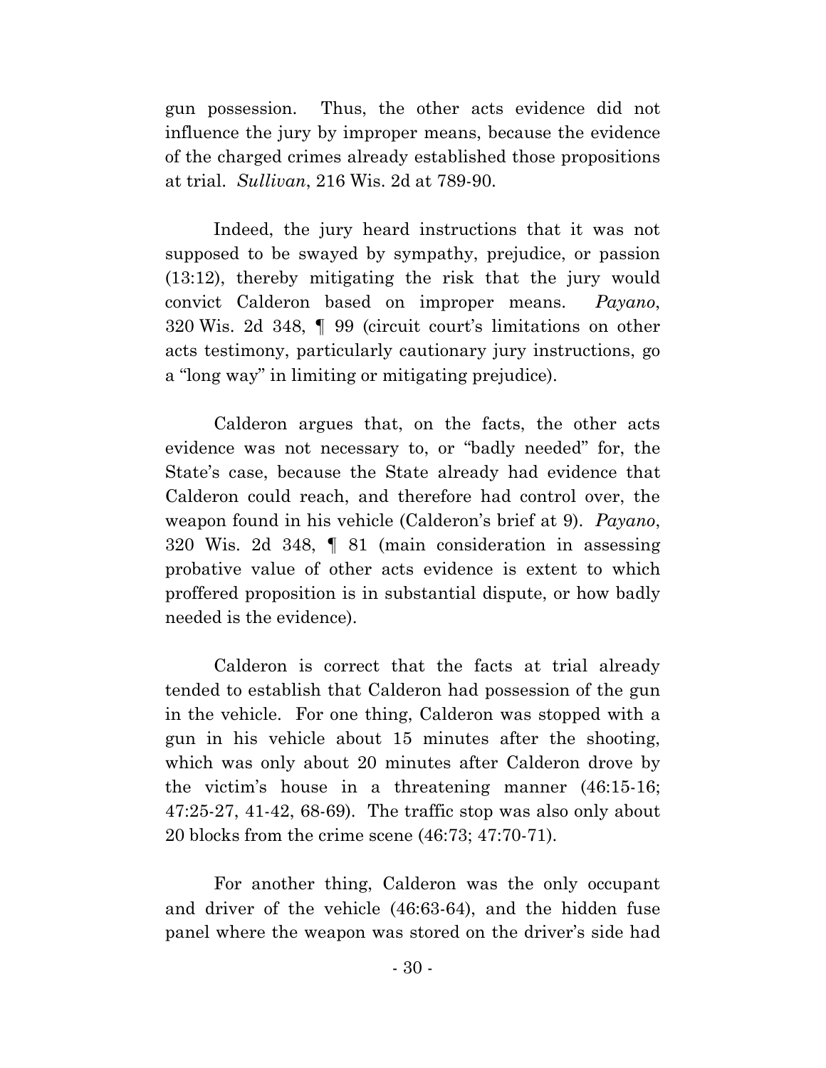gun possession. Thus, the other acts evidence did not influence the jury by improper means, because the evidence of the charged crimes already established those propositions at trial. *Sullivan*, 216 Wis. 2d at 789-90.

Indeed, the jury heard instructions that it was not supposed to be swayed by sympathy, prejudice, or passion (13:12), thereby mitigating the risk that the jury would convict Calderon based on improper means. *Payano*, 320 Wis. 2d 348, ¶ 99 (circuit court's limitations on other acts testimony, particularly cautionary jury instructions, go a "long way" in limiting or mitigating prejudice).

Calderon argues that, on the facts, the other acts evidence was not necessary to, or "badly needed" for, the State's case, because the State already had evidence that Calderon could reach, and therefore had control over, the weapon found in his vehicle (Calderon's brief at 9). *Payano*, 320 Wis. 2d 348, ¶ 81 (main consideration in assessing probative value of other acts evidence is extent to which proffered proposition is in substantial dispute, or how badly needed is the evidence).

Calderon is correct that the facts at trial already tended to establish that Calderon had possession of the gun in the vehicle. For one thing, Calderon was stopped with a gun in his vehicle about 15 minutes after the shooting, which was only about 20 minutes after Calderon drove by the victim's house in a threatening manner (46:15-16; 47:25-27, 41-42, 68-69). The traffic stop was also only about 20 blocks from the crime scene (46:73; 47:70-71).

For another thing, Calderon was the only occupant and driver of the vehicle (46:63-64), and the hidden fuse panel where the weapon was stored on the driver's side had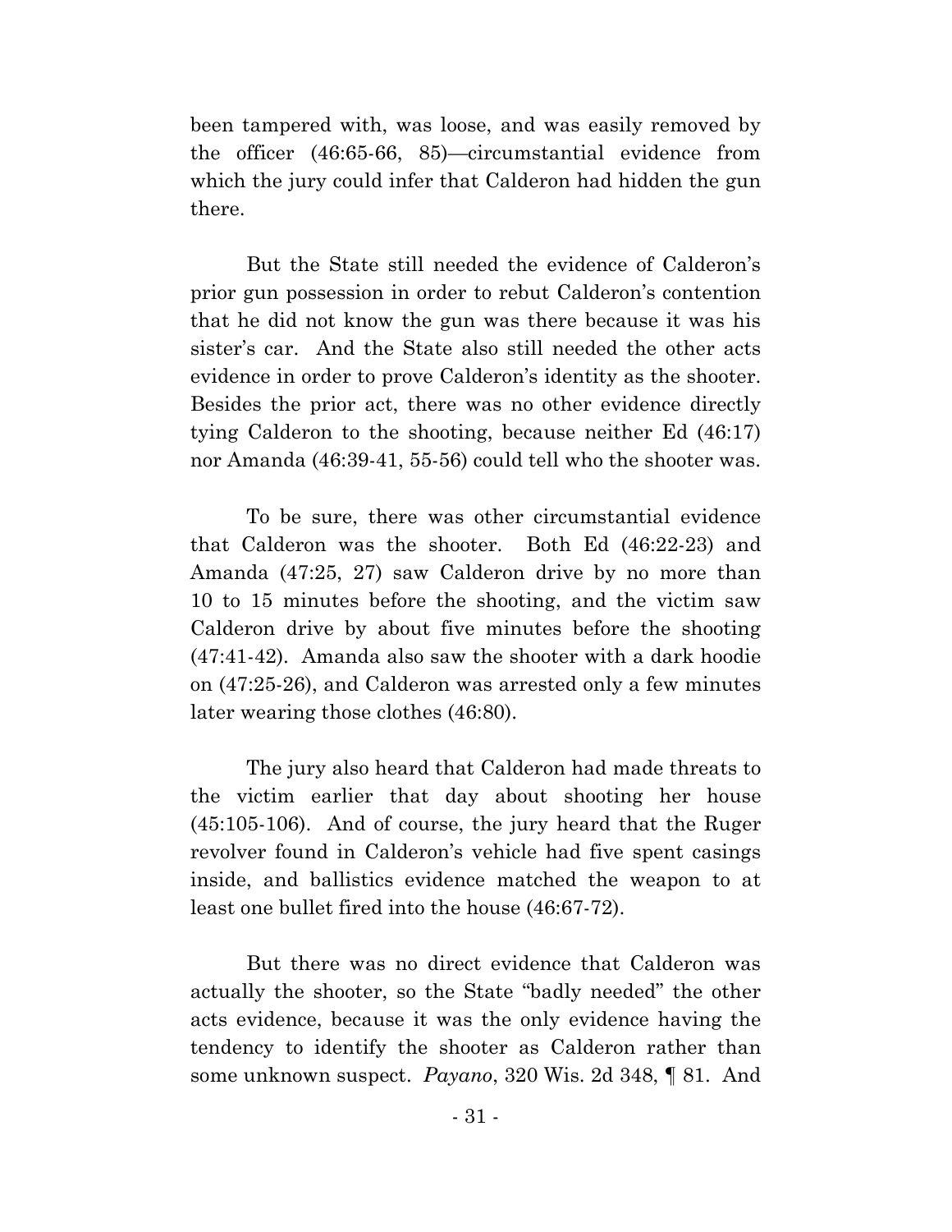been tampered with, was loose, and was easily removed by the officer (46:65-66, 85)—circumstantial evidence from which the jury could infer that Calderon had hidden the gun there.

But the State still needed the evidence of Calderon's prior gun possession in order to rebut Calderon's contention that he did not know the gun was there because it was his sister's car. And the State also still needed the other acts evidence in order to prove Calderon's identity as the shooter. Besides the prior act, there was no other evidence directly tying Calderon to the shooting, because neither Ed (46:17) nor Amanda (46:39-41, 55-56) could tell who the shooter was.

To be sure, there was other circumstantial evidence that Calderon was the shooter. Both Ed (46:22-23) and Amanda (47:25, 27) saw Calderon drive by no more than 10 to 15 minutes before the shooting, and the victim saw Calderon drive by about five minutes before the shooting (47:41-42). Amanda also saw the shooter with a dark hoodie on (47:25-26), and Calderon was arrested only a few minutes later wearing those clothes (46:80).

The jury also heard that Calderon had made threats to the victim earlier that day about shooting her house (45:105-106). And of course, the jury heard that the Ruger revolver found in Calderon's vehicle had five spent casings inside, and ballistics evidence matched the weapon to at least one bullet fired into the house (46:67-72).

But there was no direct evidence that Calderon was actually the shooter, so the State "badly needed" the other acts evidence, because it was the only evidence having the tendency to identify the shooter as Calderon rather than some unknown suspect. *Payano*, 320 Wis. 2d 348, ¶ 81. And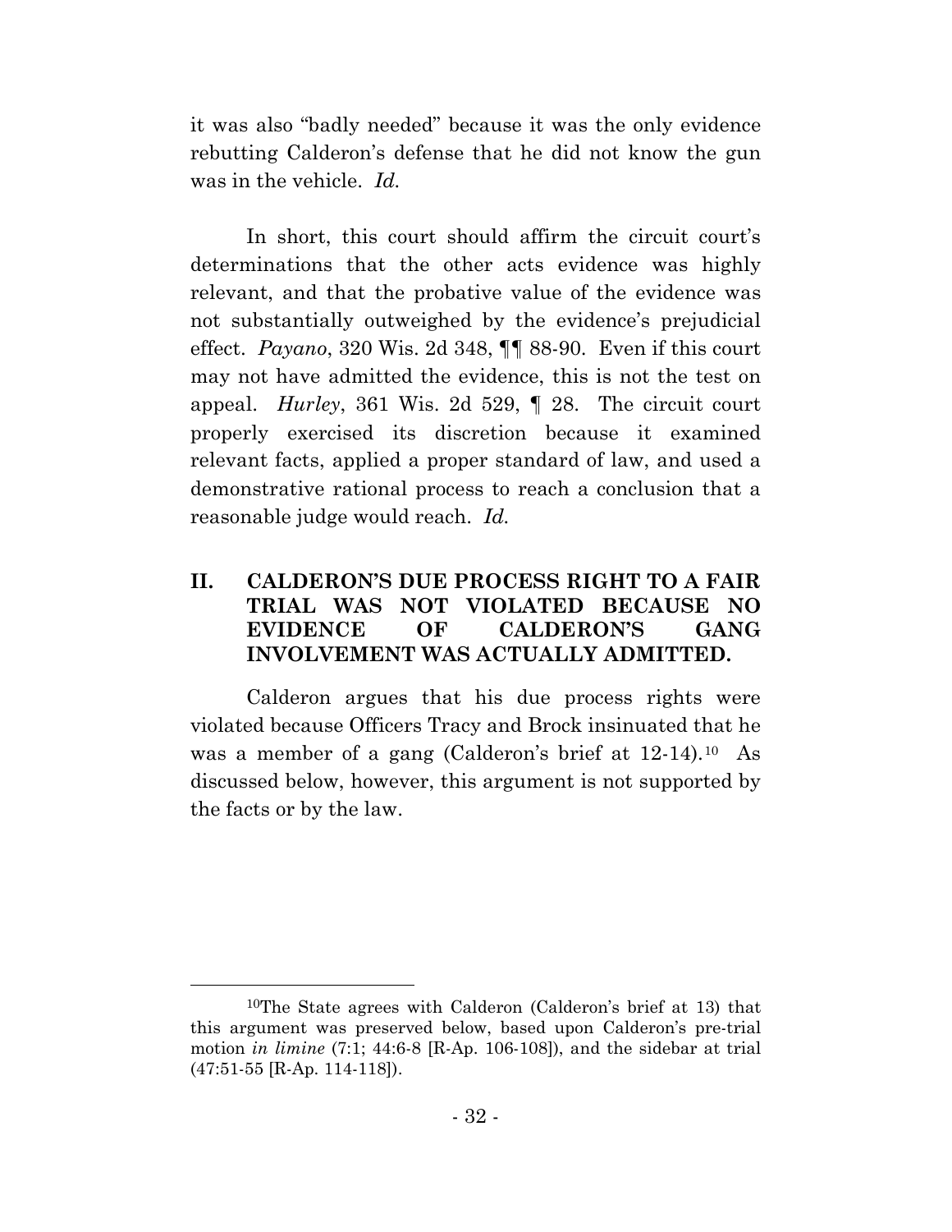it was also "badly needed" because it was the only evidence rebutting Calderon's defense that he did not know the gun was in the vehicle. *Id.*

In short, this court should affirm the circuit court's determinations that the other acts evidence was highly relevant, and that the probative value of the evidence was not substantially outweighed by the evidence's prejudicial effect. *Payano*, 320 Wis. 2d 348, ¶¶ 88-90. Even if this court may not have admitted the evidence, this is not the test on appeal. *Hurley*, 361 Wis. 2d 529, ¶ 28. The circuit court properly exercised its discretion because it examined relevant facts, applied a proper standard of law, and used a demonstrative rational process to reach a conclusion that a reasonable judge would reach. *Id.*

## II. CALDERON'S DUE PROCESS RIGHT TO A FAIR TRIAL WAS NOT VIOLATED BECAUSE NO EVIDENCE OF CALDERON'S GANG INVOLVEMENT WAS ACTUALLY ADMITTED.

Calderon argues that his due process rights were violated because Officers Tracy and Brock insinuated that he was a member of a gang (Calderon's brief at 12-14).[10] As discussed below, however, this argument is not supported by the facts or by the law.

---

[10] The State agrees with Calderon (Calderon's brief at 13) that this argument was preserved below, based upon Calderon's pre-trial motion *in limine* (7:1; 44:6-8 [R-Ap. 106-108]), and the sidebar at trial (47:51-55 [R-Ap. 114-118]).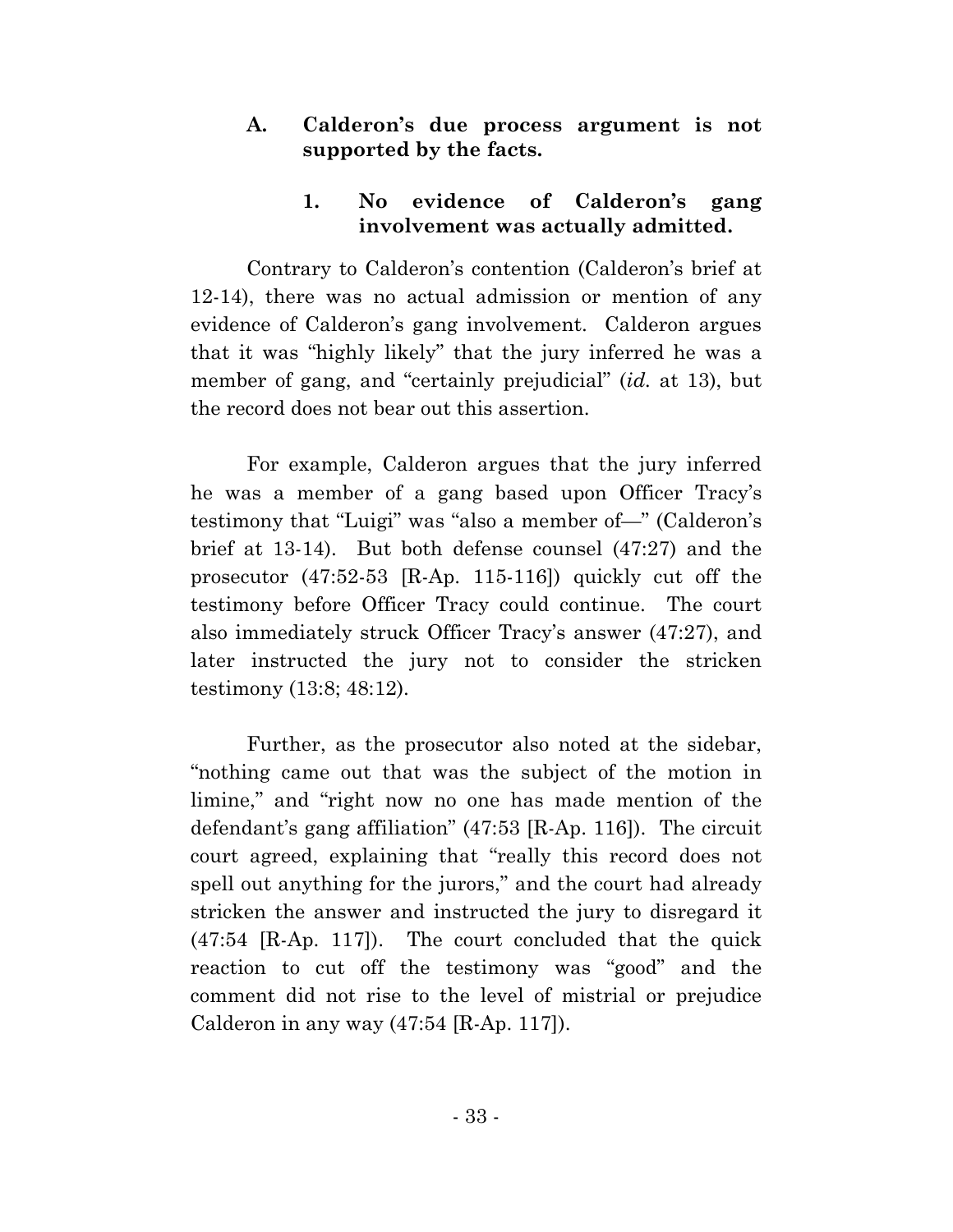### A. Calderon's due process argument is not supported by the facts.

#### 1. No evidence of Calderon's gang involvement was actually admitted.

Contrary to Calderon's contention (Calderon's brief at 12-14), there was no actual admission or mention of any evidence of Calderon's gang involvement. Calderon argues that it was "highly likely" that the jury inferred he was a member of gang, and "certainly prejudicial" (*id.* at 13), but the record does not bear out this assertion.

For example, Calderon argues that the jury inferred he was a member of a gang based upon Officer Tracy's testimony that "Luigi" was "also a member of—" (Calderon's brief at 13-14). But both defense counsel (47:27) and the prosecutor (47:52-53 [R-Ap. 115-116]) quickly cut off the testimony before Officer Tracy could continue. The court also immediately struck Officer Tracy's answer (47:27), and later instructed the jury not to consider the stricken testimony (13:8; 48:12).

Further, as the prosecutor also noted at the sidebar, "nothing came out that was the subject of the motion in limine," and "right now no one has made mention of the defendant's gang affiliation" (47:53 [R-Ap. 116]). The circuit court agreed, explaining that "really this record does not spell out anything for the jurors," and the court had already stricken the answer and instructed the jury to disregard it (47:54 [R-Ap. 117]). The court concluded that the quick reaction to cut off the testimony was "good" and the comment did not rise to the level of mistrial or prejudice Calderon in any way (47:54 [R-Ap. 117]).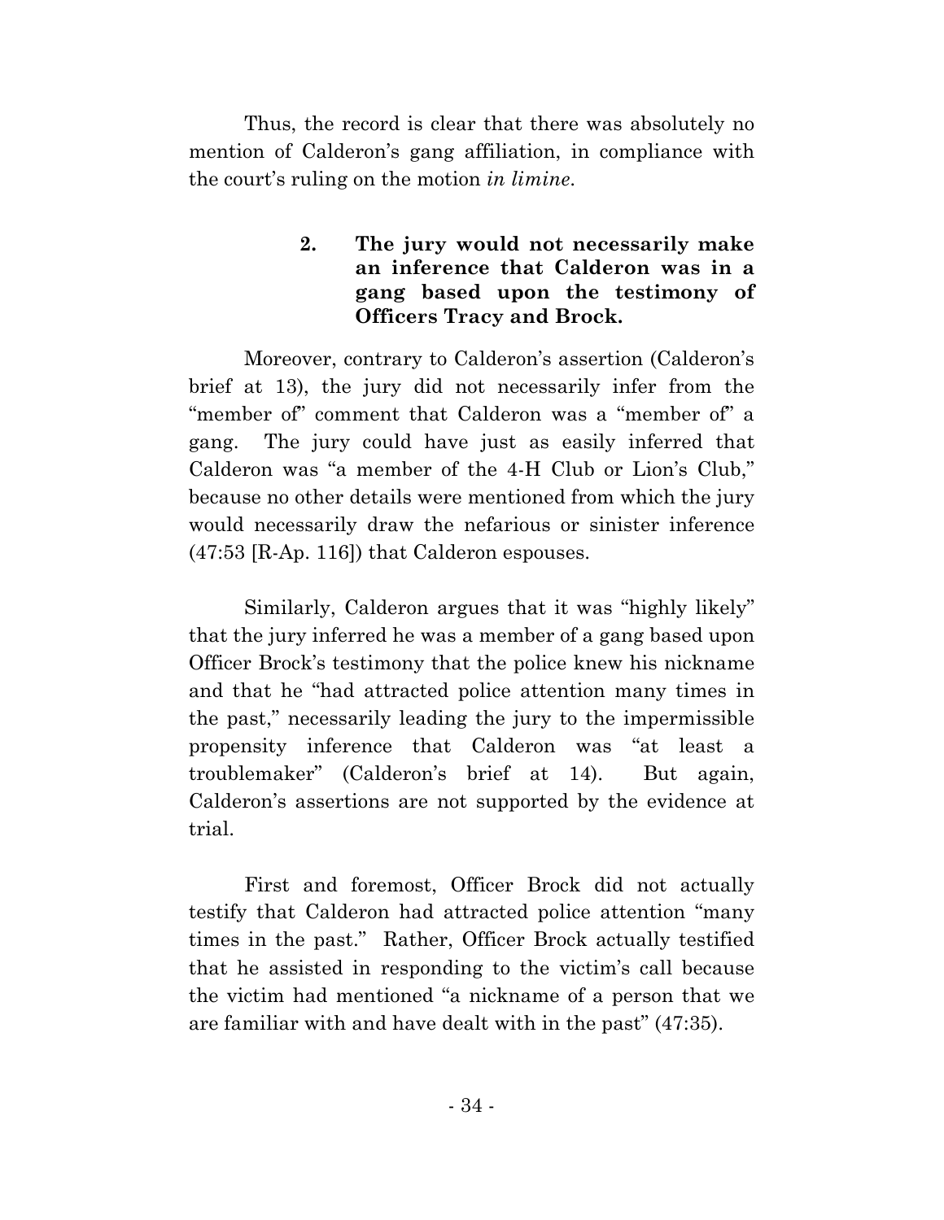Thus, the record is clear that there was absolutely no mention of Calderon's gang affiliation, in compliance with the court's ruling on the motion *in limine*.

#### 2. The jury would not necessarily make an inference that Calderon was in a gang based upon the testimony of Officers Tracy and Brock.

Moreover, contrary to Calderon's assertion (Calderon's brief at 13), the jury did not necessarily infer from the "member of" comment that Calderon was a "member of" a gang. The jury could have just as easily inferred that Calderon was "a member of the 4-H Club or Lion's Club," because no other details were mentioned from which the jury would necessarily draw the nefarious or sinister inference (47:53 [R-Ap. 116]) that Calderon espouses.

Similarly, Calderon argues that it was "highly likely" that the jury inferred he was a member of a gang based upon Officer Brock's testimony that the police knew his nickname and that he "had attracted police attention many times in the past," necessarily leading the jury to the impermissible propensity inference that Calderon was "at least a troublemaker" (Calderon's brief at 14). But again, Calderon's assertions are not supported by the evidence at trial.

First and foremost, Officer Brock did not actually testify that Calderon had attracted police attention "many times in the past." Rather, Officer Brock actually testified that he assisted in responding to the victim's call because the victim had mentioned "a nickname of a person that we are familiar with and have dealt with in the past" (47:35).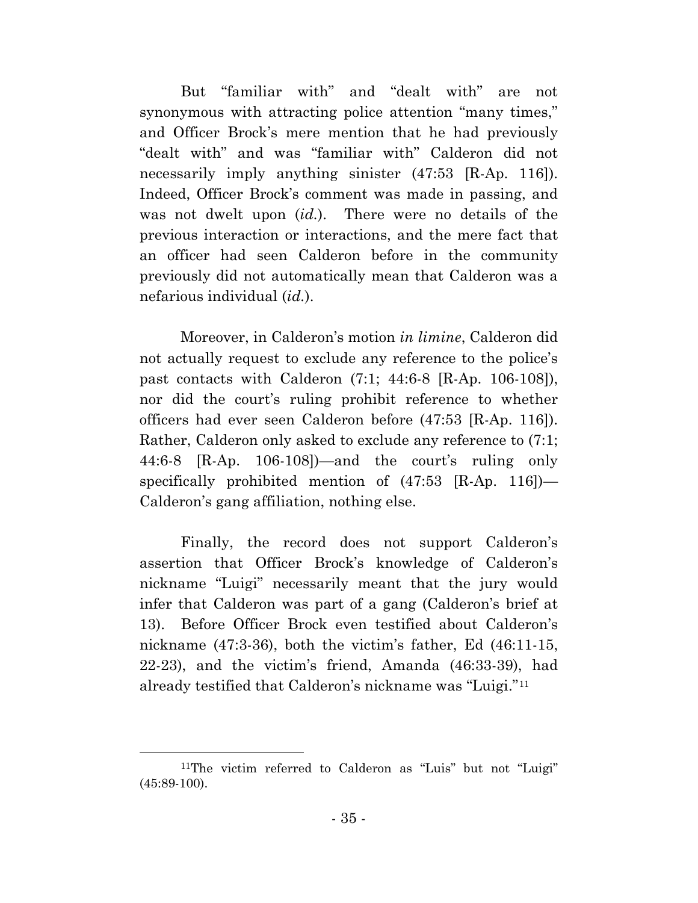But "familiar with" and "dealt with" are not synonymous with attracting police attention "many times," and Officer Brock's mere mention that he had previously "dealt with" and was "familiar with" Calderon did not necessarily imply anything sinister (47:53 [R-Ap. 116]). Indeed, Officer Brock's comment was made in passing, and was not dwelt upon (*id.*). There were no details of the previous interaction or interactions, and the mere fact that an officer had seen Calderon before in the community previously did not automatically mean that Calderon was a nefarious individual (*id.*).

Moreover, in Calderon's motion *in limine*, Calderon did not actually request to exclude any reference to the police's past contacts with Calderon (7:1; 44:6-8 [R-Ap. 106-108]), nor did the court's ruling prohibit reference to whether officers had ever seen Calderon before (47:53 [R-Ap. 116]). Rather, Calderon only asked to exclude any reference to (7:1; 44:6-8 [R-Ap. 106-108])—and the court's ruling only specifically prohibited mention of (47:53 [R-Ap. 116])—Calderon's gang affiliation, nothing else.

Finally, the record does not support Calderon's assertion that Officer Brock's knowledge of Calderon's nickname "Luigi" necessarily meant that the jury would infer that Calderon was part of a gang (Calderon's brief at 13). Before Officer Brock even testified about Calderon's nickname (47:3-36), both the victim's father, Ed (46:11-15, 22-23), and the victim's friend, Amanda (46:33-39), had already testified that Calderon's nickname was "Luigi."[11]

---

[11]The victim referred to Calderon as "Luis" but not "Luigi" (45:89-100).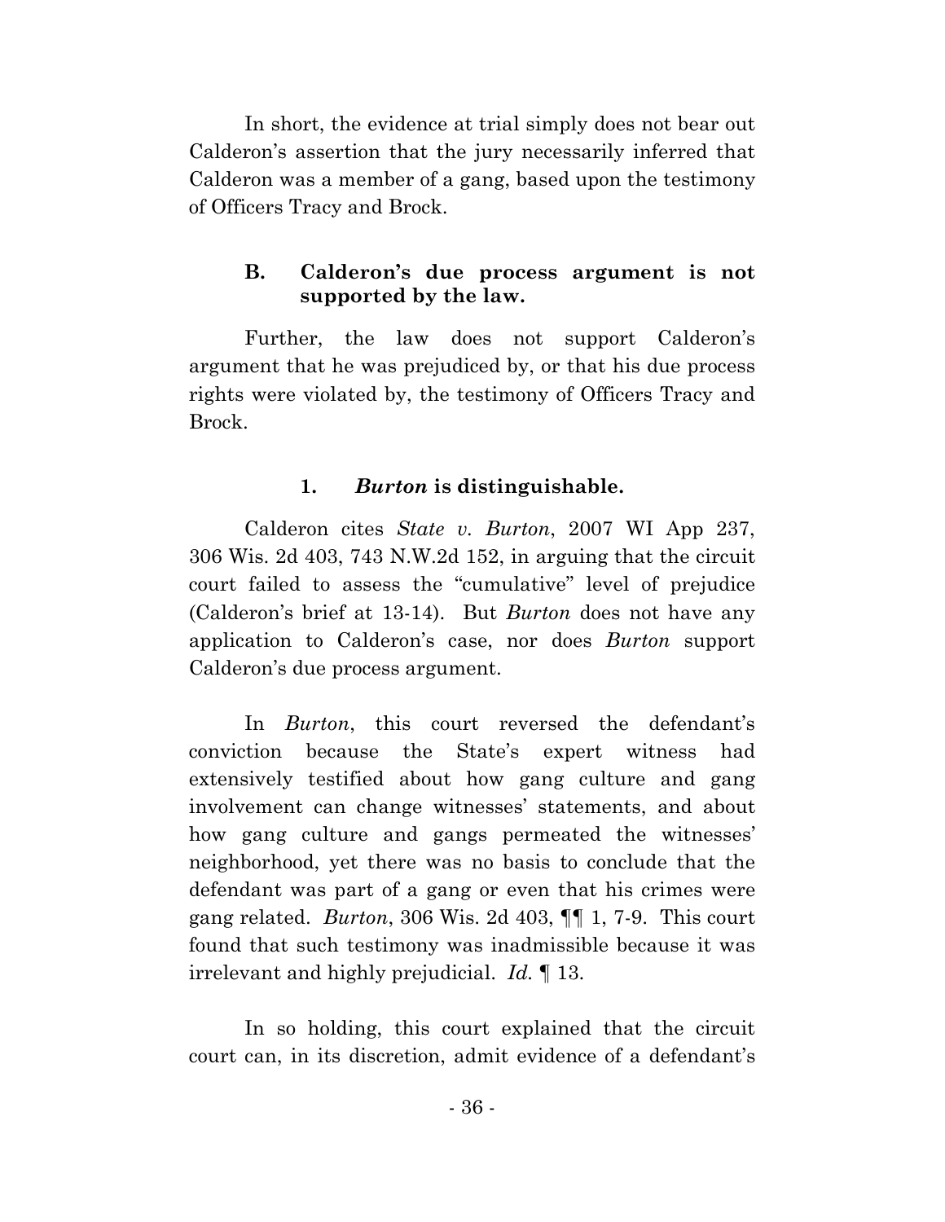In short, the evidence at trial simply does not bear out Calderon's assertion that the jury necessarily inferred that Calderon was a member of a gang, based upon the testimony of Officers Tracy and Brock.

### B. Calderon's due process argument is not supported by the law.

Further, the law does not support Calderon's argument that he was prejudiced by, or that his due process rights were violated by, the testimony of Officers Tracy and Brock.

#### 1. *Burton* is distinguishable.

Calderon cites *State v. Burton*, 2007 WI App 237, 306 Wis. 2d 403, 743 N.W.2d 152, in arguing that the circuit court failed to assess the "cumulative" level of prejudice (Calderon's brief at 13-14). But *Burton* does not have any application to Calderon's case, nor does *Burton* support Calderon's due process argument.

In *Burton*, this court reversed the defendant's conviction because the State's expert witness had extensively testified about how gang culture and gang involvement can change witnesses' statements, and about how gang culture and gangs permeated the witnesses' neighborhood, yet there was no basis to conclude that the defendant was part of a gang or even that his crimes were gang related. *Burton*, 306 Wis. 2d 403, ¶¶ 1, 7-9. This court found that such testimony was inadmissible because it was irrelevant and highly prejudicial. *Id.* ¶ 13.

In so holding, this court explained that the circuit court can, in its discretion, admit evidence of a defendant's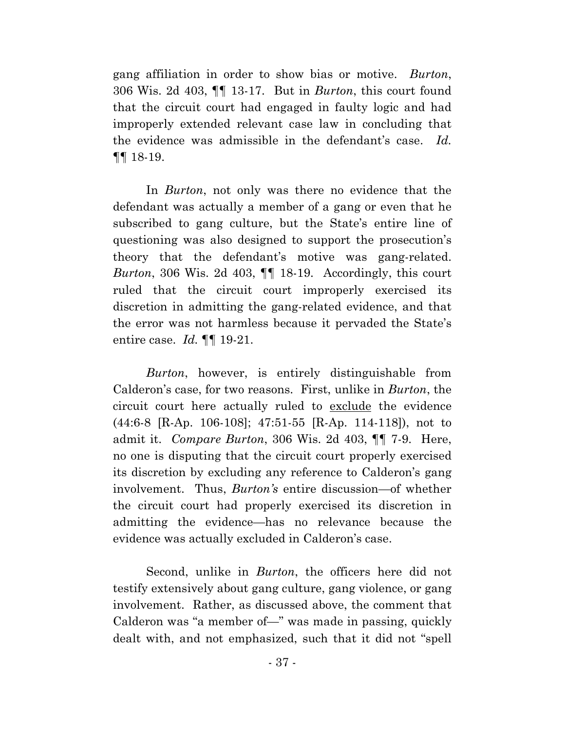gang affiliation in order to show bias or motive. *Burton*, 306 Wis. 2d 403, ¶¶ 13-17. But in *Burton*, this court found that the circuit court had engaged in faulty logic and had improperly extended relevant case law in concluding that the evidence was admissible in the defendant's case. *Id.* ¶¶ 18-19.

In *Burton*, not only was there no evidence that the defendant was actually a member of a gang or even that he subscribed to gang culture, but the State's entire line of questioning was also designed to support the prosecution's theory that the defendant's motive was gang-related. *Burton*, 306 Wis. 2d 403, ¶¶ 18-19. Accordingly, this court ruled that the circuit court improperly exercised its discretion in admitting the gang-related evidence, and that the error was not harmless because it pervaded the State's entire case. *Id.* ¶¶ 19-21.

*Burton*, however, is entirely distinguishable from Calderon's case, for two reasons. First, unlike in *Burton*, the circuit court here actually ruled to <u>exclude</u> the evidence (44:6-8 [R-Ap. 106-108]; 47:51-55 [R-Ap. 114-118]), not to admit it. *Compare Burton*, 306 Wis. 2d 403, ¶¶ 7-9. Here, no one is disputing that the circuit court properly exercised its discretion by excluding any reference to Calderon's gang involvement. Thus, *Burton's* entire discussion—of whether the circuit court had properly exercised its discretion in admitting the evidence—has no relevance because the evidence was actually excluded in Calderon's case.

Second, unlike in *Burton*, the officers here did not testify extensively about gang culture, gang violence, or gang involvement. Rather, as discussed above, the comment that Calderon was "a member of—" was made in passing, quickly dealt with, and not emphasized, such that it did not "spell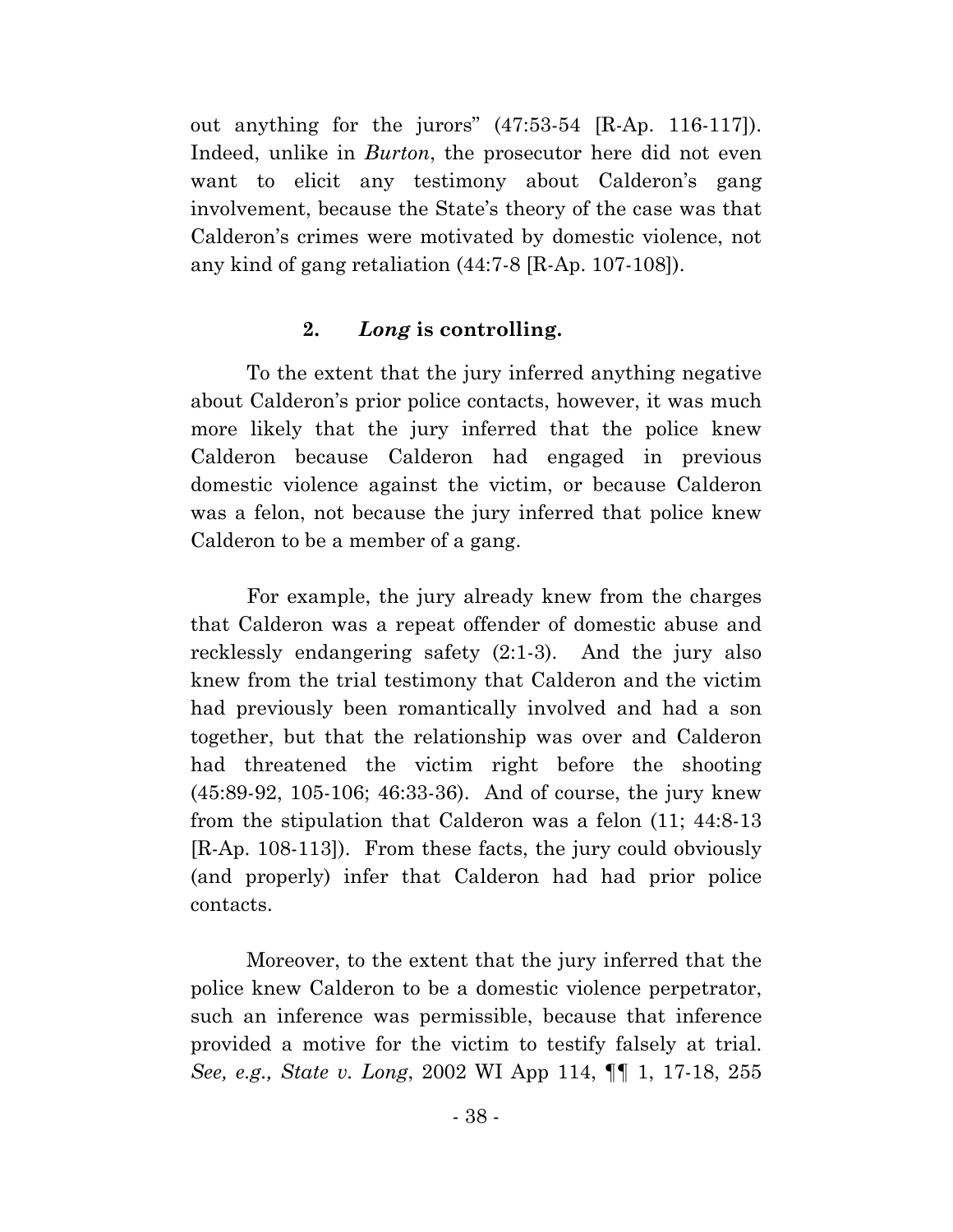out anything for the jurors" (47:53-54 [R-Ap. 116-117]). Indeed, unlike in *Burton*, the prosecutor here did not even want to elicit any testimony about Calderon's gang involvement, because the State's theory of the case was that Calderon's crimes were motivated by domestic violence, not any kind of gang retaliation (44:7-8 [R-Ap. 107-108]).

### 2. *Long* is controlling.

To the extent that the jury inferred anything negative about Calderon's prior police contacts, however, it was much more likely that the jury inferred that the police knew Calderon because Calderon had engaged in previous domestic violence against the victim, or because Calderon was a felon, not because the jury inferred that police knew Calderon to be a member of a gang.

For example, the jury already knew from the charges that Calderon was a repeat offender of domestic abuse and recklessly endangering safety (2:1-3). And the jury also knew from the trial testimony that Calderon and the victim had previously been romantically involved and had a son together, but that the relationship was over and Calderon had threatened the victim right before the shooting (45:89-92, 105-106; 46:33-36). And of course, the jury knew from the stipulation that Calderon was a felon (11; 44:8-13 [R-Ap. 108-113]). From these facts, the jury could obviously (and properly) infer that Calderon had had prior police contacts.

Moreover, to the extent that the jury inferred that the police knew Calderon to be a domestic violence perpetrator, such an inference was permissible, because that inference provided a motive for the victim to testify falsely at trial. *See, e.g., State v. Long*, 2002 WI App 114, ¶¶ 1, 17-18, 255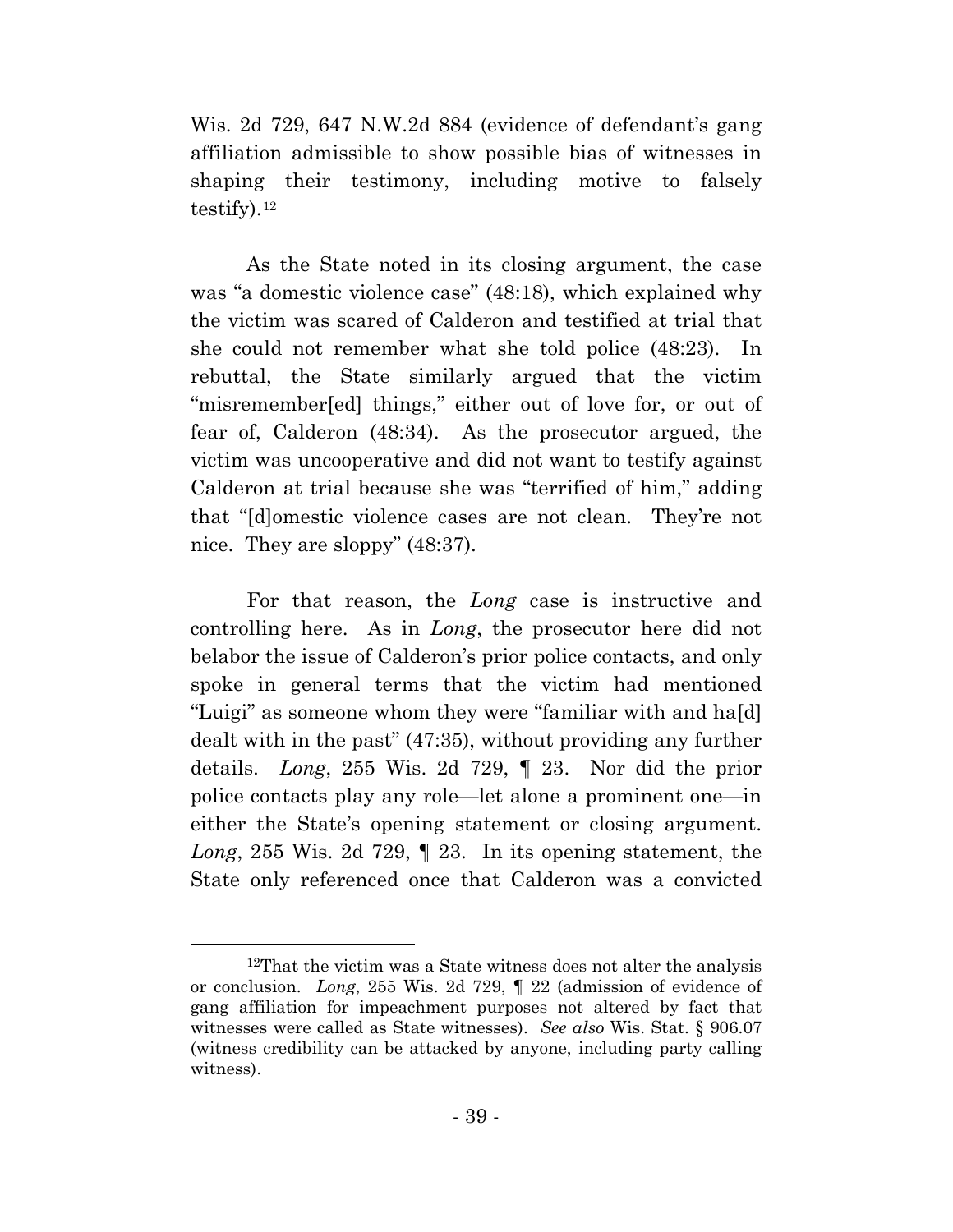Wis. 2d 729, 647 N.W.2d 884 (evidence of defendant's gang affiliation admissible to show possible bias of witnesses in shaping their testimony, including motive to falsely testify).[12]

As the State noted in its closing argument, the case was "a domestic violence case" (48:18), which explained why the victim was scared of Calderon and testified at trial that she could not remember what she told police (48:23). In rebuttal, the State similarly argued that the victim "misremember[ed] things," either out of love for, or out of fear of, Calderon (48:34). As the prosecutor argued, the victim was uncooperative and did not want to testify against Calderon at trial because she was "terrified of him," adding that "[d]omestic violence cases are not clean. They're not nice. They are sloppy" (48:37).

For that reason, the *Long* case is instructive and controlling here. As in *Long*, the prosecutor here did not belabor the issue of Calderon's prior police contacts, and only spoke in general terms that the victim had mentioned "Luigi" as someone whom they were "familiar with and ha[d] dealt with in the past" (47:35), without providing any further details. *Long*, 255 Wis. 2d 729, ¶ 23. Nor did the prior police contacts play any role—let alone a prominent one—in either the State's opening statement or closing argument. *Long*, 255 Wis. 2d 729, ¶ 23. In its opening statement, the State only referenced once that Calderon was a convicted

---

[12] That the victim was a State witness does not alter the analysis or conclusion. *Long*, 255 Wis. 2d 729, ¶ 22 (admission of evidence of gang affiliation for impeachment purposes not altered by fact that witnesses were called as State witnesses). *See also* Wis. Stat. § 906.07 (witness credibility can be attacked by anyone, including party calling witness).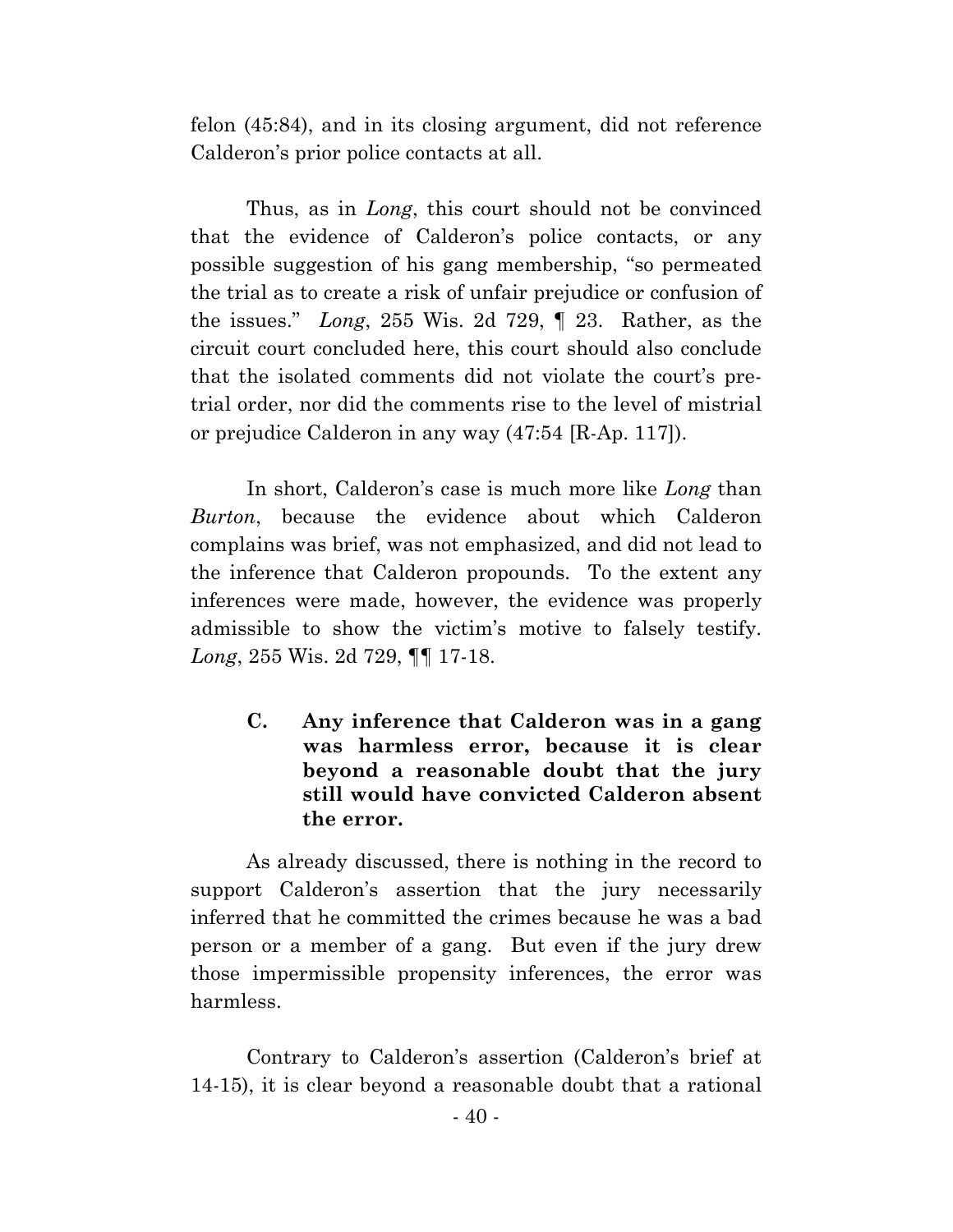felon (45:84), and in its closing argument, did not reference Calderon's prior police contacts at all.

Thus, as in *Long*, this court should not be convinced that the evidence of Calderon's police contacts, or any possible suggestion of his gang membership, "so permeated the trial as to create a risk of unfair prejudice or confusion of the issues." *Long*, 255 Wis. 2d 729, ¶ 23. Rather, as the circuit court concluded here, this court should also conclude that the isolated comments did not violate the court's pre-trial order, nor did the comments rise to the level of mistrial or prejudice Calderon in any way (47:54 [R-Ap. 117]).

In short, Calderon's case is much more like *Long* than *Burton*, because the evidence about which Calderon complains was brief, was not emphasized, and did not lead to the inference that Calderon propounds. To the extent any inferences were made, however, the evidence was properly admissible to show the victim's motive to falsely testify. *Long*, 255 Wis. 2d 729, ¶¶ 17-18.

### C. Any inference that Calderon was in a gang was harmless error, because it is clear beyond a reasonable doubt that the jury still would have convicted Calderon absent the error.

As already discussed, there is nothing in the record to support Calderon's assertion that the jury necessarily inferred that he committed the crimes because he was a bad person or a member of a gang. But even if the jury drew those impermissible propensity inferences, the error was harmless.

Contrary to Calderon's assertion (Calderon's brief at 14-15), it is clear beyond a reasonable doubt that a rational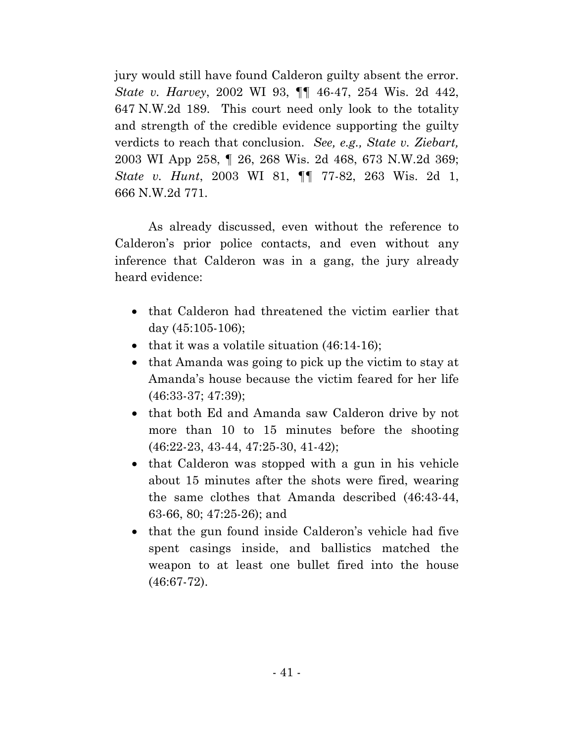jury would still have found Calderon guilty absent the error. *State v. Harvey*, 2002 WI 93, ¶¶ 46-47, 254 Wis. 2d 442, 647 N.W.2d 189. This court need only look to the totality and strength of the credible evidence supporting the guilty verdicts to reach that conclusion. *See, e.g., State v. Ziebart,* 2003 WI App 258, ¶ 26, 268 Wis. 2d 468, 673 N.W.2d 369; *State v. Hunt*, 2003 WI 81, ¶¶ 77-82, 263 Wis. 2d 1, 666 N.W.2d 771.

As already discussed, even without the reference to Calderon's prior police contacts, and even without any inference that Calderon was in a gang, the jury already heard evidence:

- that Calderon had threatened the victim earlier that day (45:105-106);
- that it was a volatile situation (46:14-16);
- that Amanda was going to pick up the victim to stay at Amanda's house because the victim feared for her life (46:33-37; 47:39);
- that both Ed and Amanda saw Calderon drive by not more than 10 to 15 minutes before the shooting (46:22-23, 43-44, 47:25-30, 41-42);
- that Calderon was stopped with a gun in his vehicle about 15 minutes after the shots were fired, wearing the same clothes that Amanda described (46:43-44, 63-66, 80; 47:25-26); and
- that the gun found inside Calderon's vehicle had five spent casings inside, and ballistics matched the weapon to at least one bullet fired into the house (46:67-72).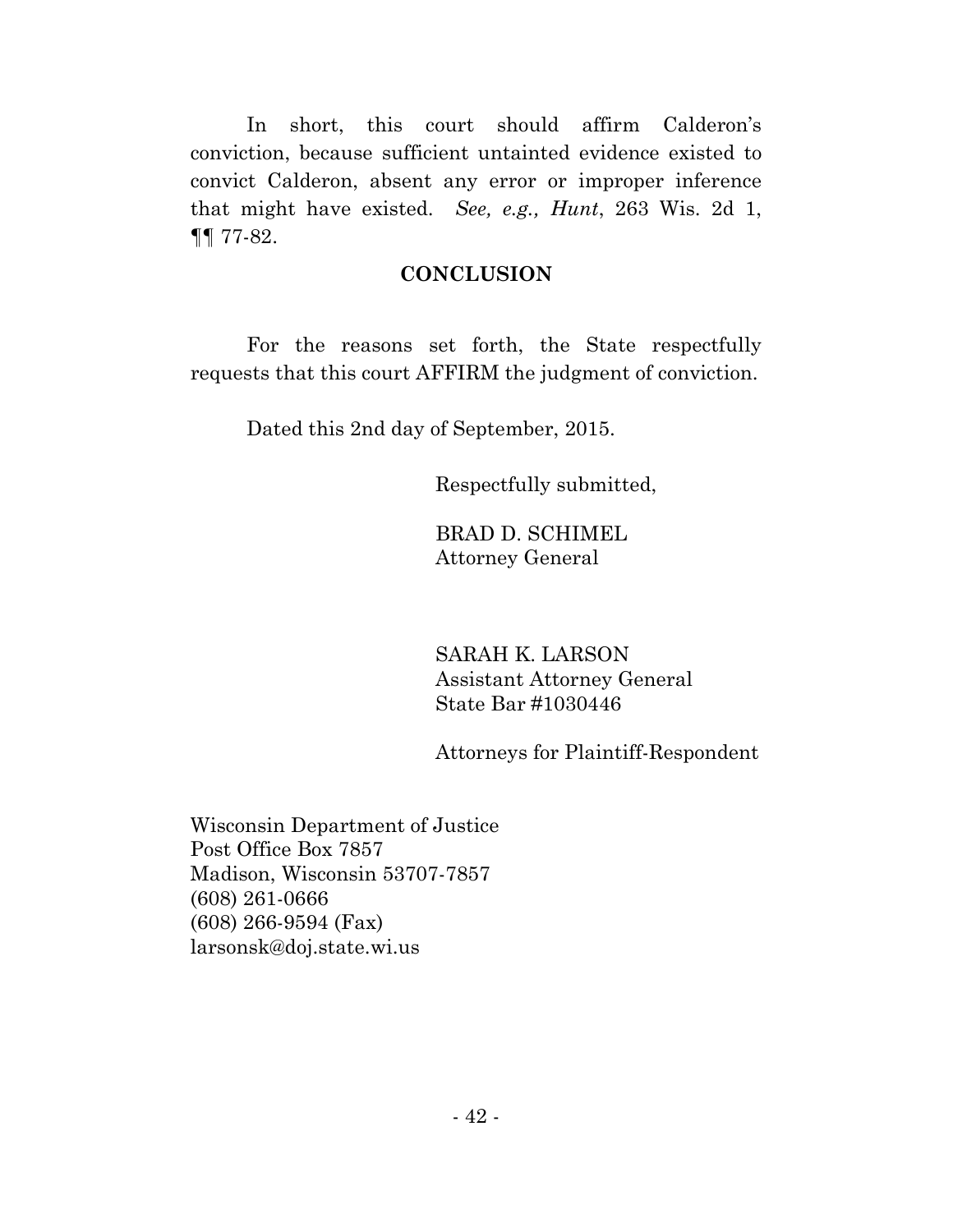In short, this court should affirm Calderon's conviction, because sufficient untainted evidence existed to convict Calderon, absent any error or improper inference that might have existed. *See, e.g., Hunt*, 263 Wis. 2d 1, ¶¶ 77-82.

## CONCLUSION

For the reasons set forth, the State respectfully requests that this court AFFIRM the judgment of conviction.

Dated this 2nd day of September, 2015.

Respectfully submitted,

BRAD D. SCHIMEL
Attorney General

SARAH K. LARSON
Assistant Attorney General
State Bar #1030446

Attorneys for Plaintiff-Respondent

Wisconsin Department of Justice
Post Office Box 7857
Madison, Wisconsin 53707-7857
(608) 261-0666
(608) 266-9594 (Fax)
larsonsk@doj.state.wi.us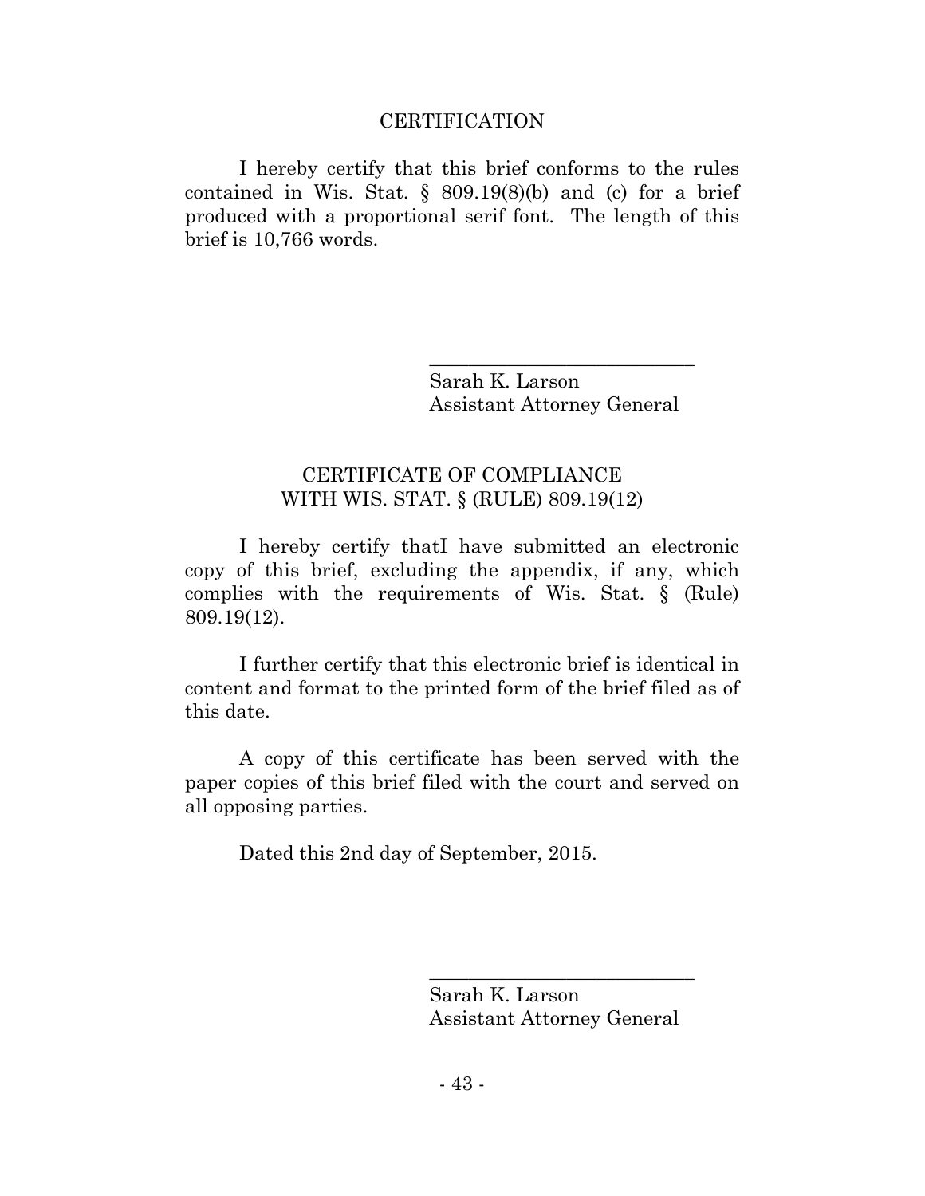## CERTIFICATION

I hereby certify that this brief conforms to the rules contained in Wis. Stat. § 809.19(8)(b) and (c) for a brief produced with a proportional serif font. The length of this brief is 10,766 words.

\_\_\_\_\_\_\_\_\_\_\_\_\_\_\_\_\_\_\_\_\_\_\_\_\_\_\_\_
Sarah K. Larson
Assistant Attorney General

## CERTIFICATE OF COMPLIANCE WITH WIS. STAT. § (RULE) 809.19(12)

I hereby certify thatI have submitted an electronic copy of this brief, excluding the appendix, if any, which complies with the requirements of Wis. Stat. § (Rule) 809.19(12).

I further certify that this electronic brief is identical in content and format to the printed form of the brief filed as of this date.

A copy of this certificate has been served with the paper copies of this brief filed with the court and served on all opposing parties.

Dated this 2nd day of September, 2015.

\_\_\_\_\_\_\_\_\_\_\_\_\_\_\_\_\_\_\_\_\_\_\_\_\_\_\_\_
Sarah K. Larson
Assistant Attorney General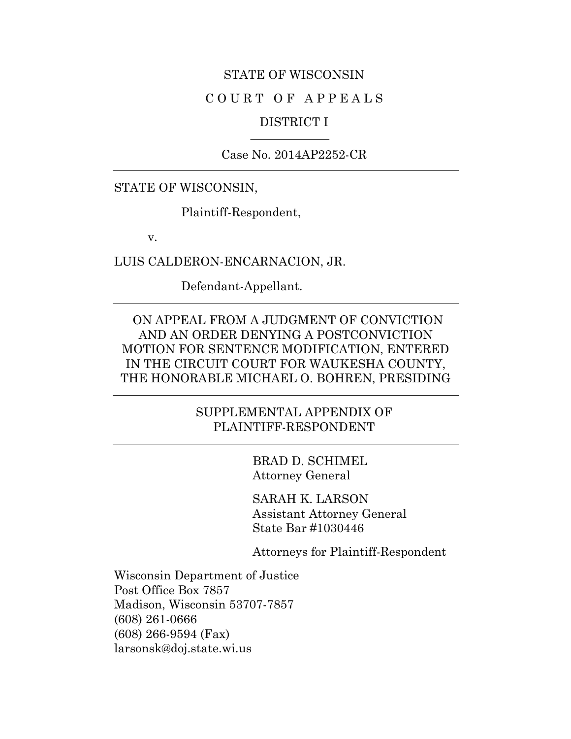STATE OF WISCONSIN

C O U R T  O F  A P P E A L S

DISTRICT I

Case No. 2014AP2252-CR

---

STATE OF WISCONSIN,

Plaintiff-Respondent,

v.

LUIS CALDERON-ENCARNACION, JR.

Defendant-Appellant.

---

ON APPEAL FROM A JUDGMENT OF CONVICTION AND AN ORDER DENYING A POSTCONVICTION MOTION FOR SENTENCE MODIFICATION, ENTERED IN THE CIRCUIT COURT FOR WAUKESHA COUNTY, THE HONORABLE MICHAEL O. BOHREN, PRESIDING

---

SUPPLEMENTAL APPENDIX OF PLAINTIFF-RESPONDENT

---

BRAD D. SCHIMEL
Attorney General

SARAH K. LARSON
Assistant Attorney General
State Bar #1030446

Attorneys for Plaintiff-Respondent

Wisconsin Department of Justice
Post Office Box 7857
Madison, Wisconsin 53707-7857
(608) 261-0666
(608) 266-9594 (Fax)
larsonsk@doj.state.wi.us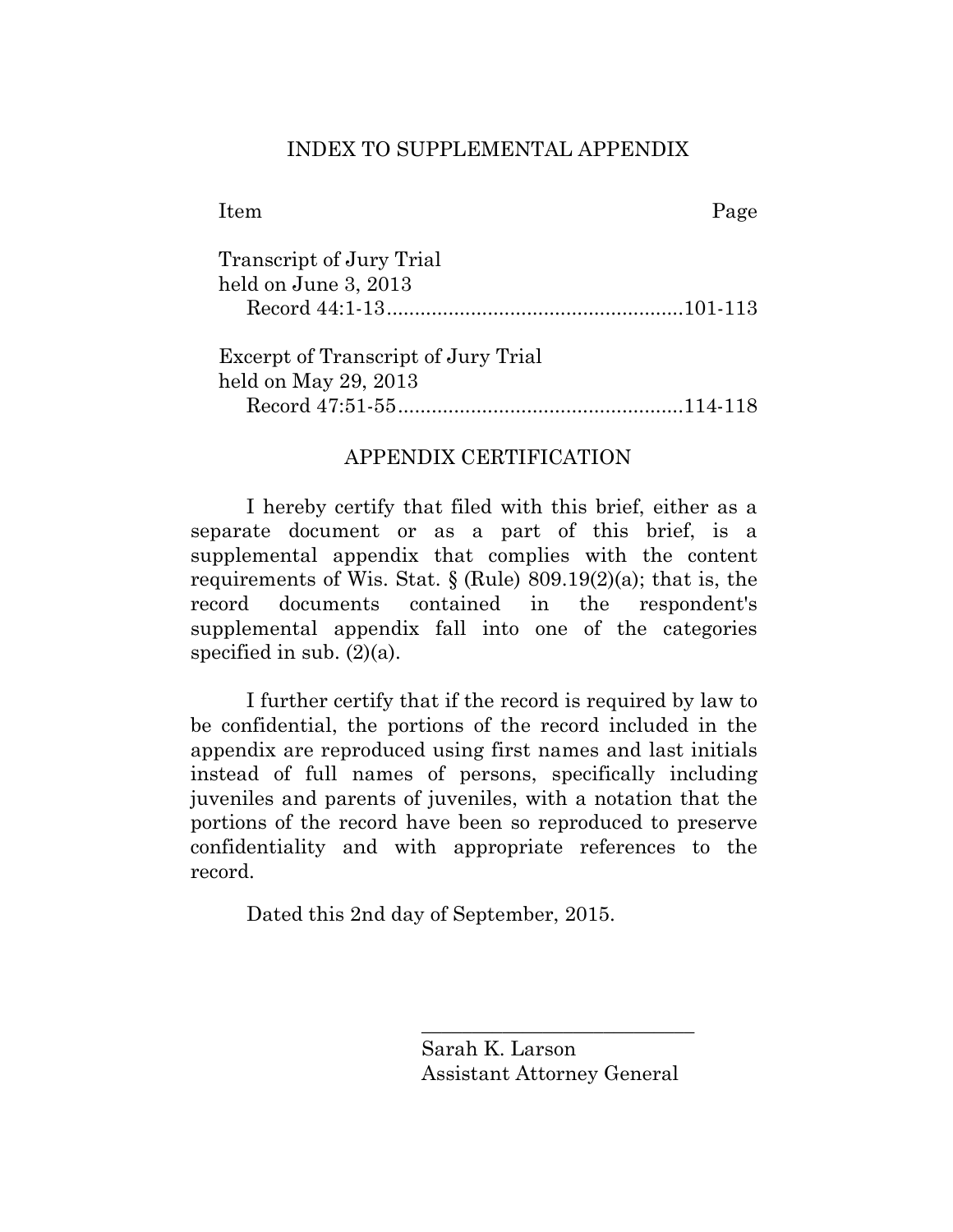## INDEX TO SUPPLEMENTAL APPENDIX

| Item | Page |
|---|---|
| Transcript of Jury Trial held on June 3, 2013 Record 44:1-13 | 101-113 |
| Excerpt of Transcript of Jury Trial held on May 29, 2013 Record 47:51-55 | 114-118 |

## APPENDIX CERTIFICATION

I hereby certify that filed with this brief, either as a separate document or as a part of this brief, is a supplemental appendix that complies with the content requirements of Wis. Stat. § (Rule) 809.19(2)(a); that is, the record documents contained in the respondent's supplemental appendix fall into one of the categories specified in sub. (2)(a).

I further certify that if the record is required by law to be confidential, the portions of the record included in the appendix are reproduced using first names and last initials instead of full names of persons, specifically including juveniles and parents of juveniles, with a notation that the portions of the record have been so reproduced to preserve confidentiality and with appropriate references to the record.

Dated this 2nd day of September, 2015.

\_\_\_\_\_\_\_\_\_\_\_\_\_\_\_\_\_\_\_\_\_\_\_\_\_\_\_\_

Sarah K. Larson
Assistant Attorney General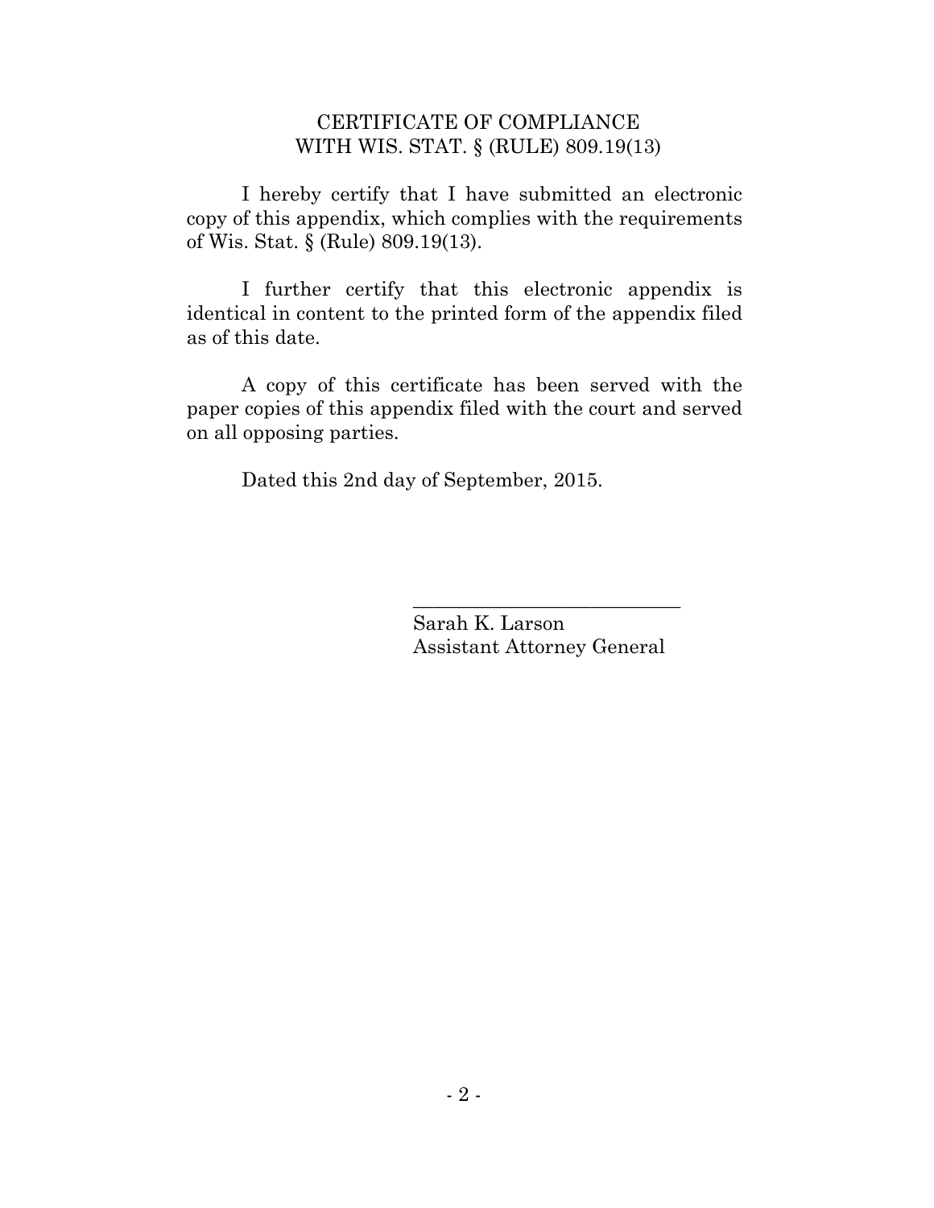# CERTIFICATE OF COMPLIANCE
# WITH WIS. STAT. § (RULE) 809.19(13)

I hereby certify that I have submitted an electronic copy of this appendix, which complies with the requirements of Wis. Stat. § (Rule) 809.19(13).

I further certify that this electronic appendix is identical in content to the printed form of the appendix filed as of this date.

A copy of this certificate has been served with the paper copies of this appendix filed with the court and served on all opposing parties.

Dated this 2nd day of September, 2015.

\_\_\_\_\_\_\_\_\_\_\_\_\_\_\_\_\_\_\_\_\_\_\_\_\_\_\_\_

Sarah K. Larson
Assistant Attorney General